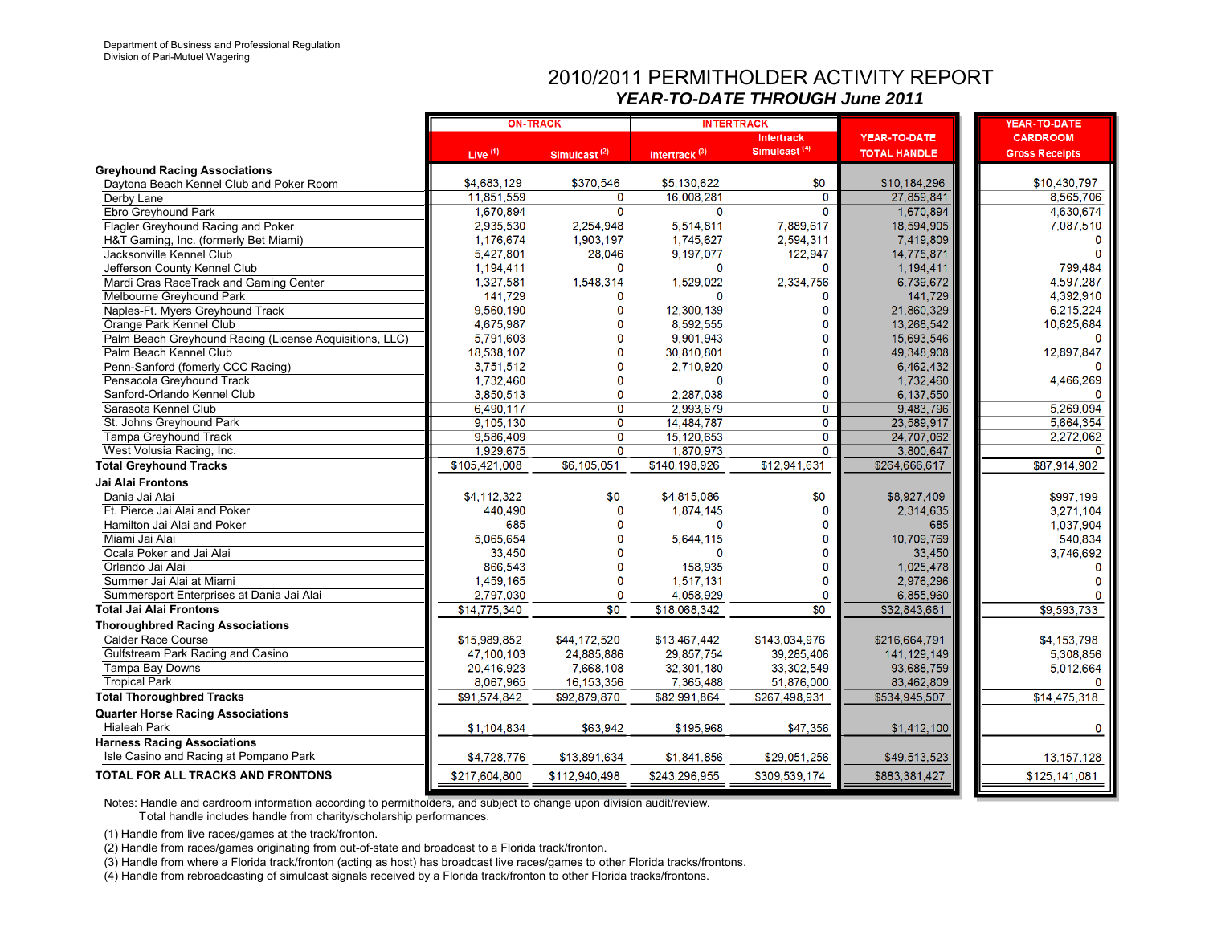Department of Business and Professional Regulation
Division of Pari-Mutuel Wagering

# 2010/2011 PERMITHOLDER ACTIVITY REPORT

## *YEAR-TO-DATE THROUGH June 2011*

| | ON-TRACK | | INTERTRACK | | YEAR-TO-DATE | YEAR-TO-DATE CARDROOM |
|---|---|---|---|---|---|---|
| | Live [1] | Simulcast [2] | Intertrack [3] | Intertrack Simulcast [4] | TOTAL HANDLE | Gross Receipts |
| **Greyhound Racing Associations** | | | | | | |
| Daytona Beach Kennel Club and Poker Room | $4,683,129 | $370,546 | $5,130,622 | $0 | $10,184,296 | $10,430,797 |
| Derby Lane | 11,851,559 | 0 | 16,008,281 | 0 | 27,859,841 | 8,565,706 |
| Ebro Greyhound Park | 1,670,894 | 0 | 0 | 0 | 1,670,894 | 4,630,674 |
| Flagler Greyhound Racing and Poker | 2,935,530 | 2,254,948 | 5,514,811 | 7,889,617 | 18,594,905 | 7,087,510 |
| H&T Gaming, Inc. (formerly Bet Miami) | 1,176,674 | 1,903,197 | 1,745,627 | 2,594,311 | 7,419,809 | 0 |
| Jacksonville Kennel Club | 5,427,801 | 28,046 | 9,197,077 | 122,947 | 14,775,871 | 0 |
| Jefferson County Kennel Club | 1,194,411 | 0 | 0 | 0 | 1,194,411 | 799,484 |
| Mardi Gras RaceTrack and Gaming Center | 1,327,581 | 1,548,314 | 1,529,022 | 2,334,756 | 6,739,672 | 4,597,287 |
| Melbourne Greyhound Park | 141,729 | 0 | 0 | 0 | 141,729 | 4,392,910 |
| Naples-Ft. Myers Greyhound Track | 9,560,190 | 0 | 12,300,139 | 0 | 21,860,329 | 6,215,224 |
| Orange Park Kennel Club | 4,675,987 | 0 | 8,592,555 | 0 | 13,268,542 | 10,625,684 |
| Palm Beach Greyhound Racing (License Acquisitions, LLC) | 5,791,603 | 0 | 9,901,943 | 0 | 15,693,546 | 0 |
| Palm Beach Kennel Club | 18,538,107 | 0 | 30,810,801 | 0 | 49,348,908 | 12,897,847 |
| Penn-Sanford (fomerly CCC Racing) | 3,751,512 | 0 | 2,710,920 | 0 | 6,462,432 | 0 |
| Pensacola Greyhound Track | 1,732,460 | 0 | 0 | 0 | 1,732,460 | 4,466,269 |
| Sanford-Orlando Kennel Club | 3,850,513 | 0 | 2,287,038 | 0 | 6,137,550 | 0 |
| Sarasota Kennel Club | 6,490,117 | 0 | 2,993,679 | 0 | 9,483,796 | 5,269,094 |
| St. Johns Greyhound Park | 9,105,130 | 0 | 14,484,787 | 0 | 23,589,917 | 5,664,354 |
| Tampa Greyhound Track | 9,586,409 | 0 | 15,120,653 | 0 | 24,707,062 | 2,272,062 |
| West Volusia Racing, Inc. | 1,929,675 | 0 | 1,870,973 | 0 | 3,800,647 | 0 |
| **Total Greyhound Tracks** | $105,421,008 | $6,105,051 | $140,198,926 | $12,941,631 | $264,666,617 | $87,914,902 |
| **Jai Alai Frontons** | | | | | | |
| Dania Jai Alai | $4,112,322 | $0 | $4,815,086 | $0 | $8,927,409 | $997,199 |
| Ft. Pierce Jai Alai and Poker | 440,490 | 0 | 1,874,145 | 0 | 2,314,635 | 3,271,104 |
| Hamilton Jai Alai and Poker | 685 | 0 | 0 | 0 | 685 | 1,037,904 |
| Miami Jai Alai | 5,065,654 | 0 | 5,644,115 | 0 | 10,709,769 | 540,834 |
| Ocala Poker and Jai Alai | 33,450 | 0 | 0 | 0 | 33,450 | 3,746,692 |
| Orlando Jai Alai | 866,543 | 0 | 158,935 | 0 | 1,025,478 | 0 |
| Summer Jai Alai at Miami | 1,459,165 | 0 | 1,517,131 | 0 | 2,976,296 | 0 |
| Summersport Enterprises at Dania Jai Alai | 2,797,030 | 0 | 4,058,929 | 0 | 6,855,960 | 0 |
| **Total Jai Alai Frontons** | $14,775,340 | $0 | $18,068,342 | $0 | $32,843,681 | $9,593,733 |
| **Thoroughbred Racing Associations** | | | | | | |
| Calder Race Course | $15,989,852 | $44,172,520 | $13,467,442 | $143,034,976 | $216,664,791 | $4,153,798 |
| Gulfstream Park Racing and Casino | 47,100,103 | 24,885,886 | 29,857,754 | 39,285,406 | 141,129,149 | 5,308,856 |
| Tampa Bay Downs | 20,416,923 | 7,668,108 | 32,301,180 | 33,302,549 | 93,688,759 | 5,012,664 |
| Tropical Park | 8,067,965 | 16,153,356 | 7,365,488 | 51,876,000 | 83,462,809 | 0 |
| **Total Thoroughbred Tracks** | $91,574,842 | $92,879,870 | $82,991,864 | $267,498,931 | $534,945,507 | $14,475,318 |
| **Quarter Horse Racing Associations** | | | | | | |
| Hialeah Park | $1,104,834 | $63,942 | $195,968 | $47,356 | $1,412,100 | 0 |
| **Harness Racing Associations** | | | | | | |
| Isle Casino and Racing at Pompano Park | $4,728,776 | $13,891,634 | $1,841,856 | $29,051,256 | $49,513,523 | 13,157,128 |
| **TOTAL FOR ALL TRACKS AND FRONTONS** | $217,604,800 | $112,940,498 | $243,296,955 | $309,539,174 | $883,381,427 | $125,141,081 |

Notes: Handle and cardroom information according to permitholders, and subject to change upon division audit/review.
Total handle includes handle from charity/scholarship performances.

(1) Handle from live races/games at the track/fronton.
(2) Handle from races/games originating from out-of-state and broadcast to a Florida track/fronton.
(3) Handle from where a Florida track/fronton (acting as host) has broadcast live races/games to other Florida tracks/frontons.
(4) Handle from rebroadcasting of simulcast signals received by a Florida track/fronton to other Florida tracks/frontons.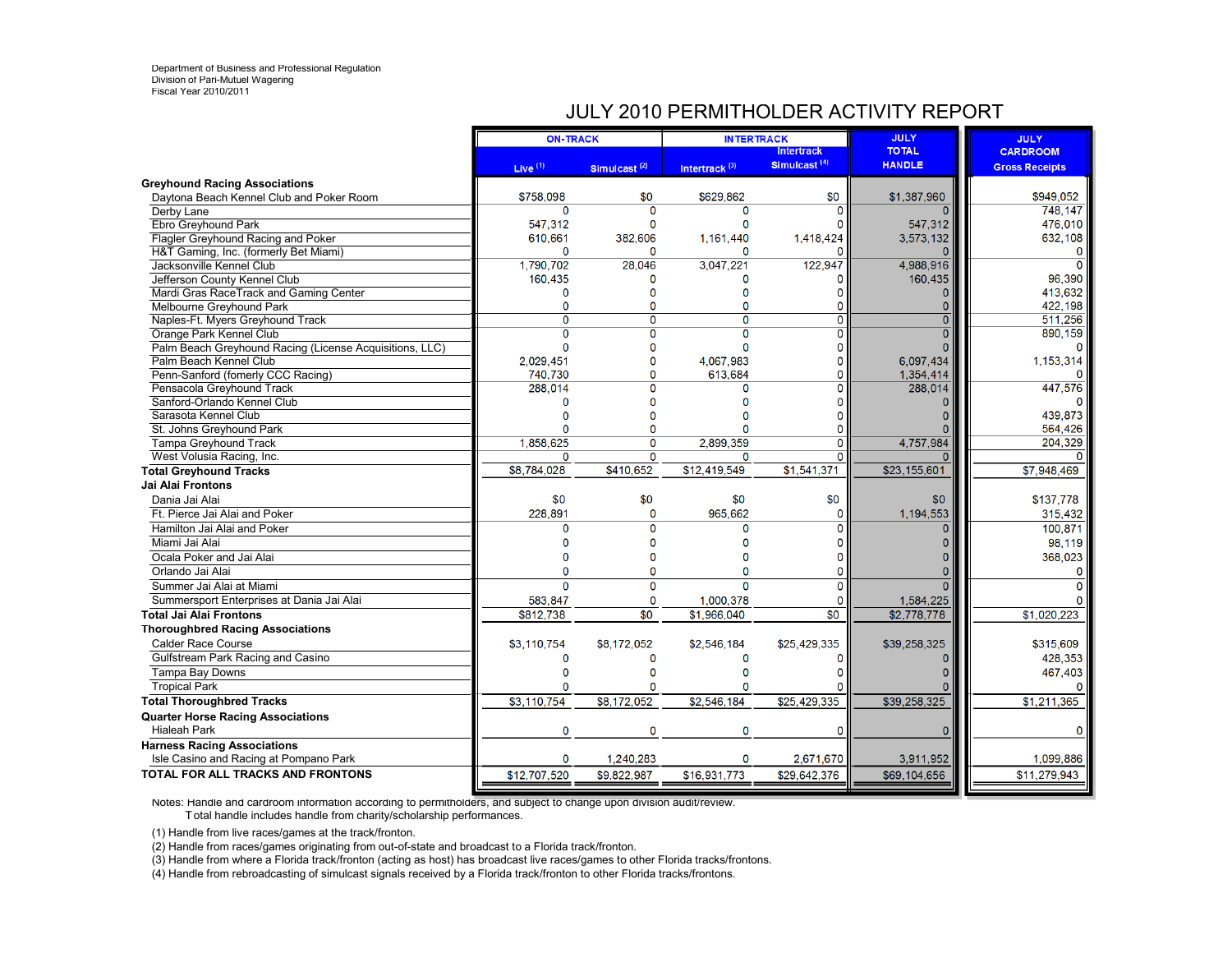Department of Business and Professional Regulation
Division of Pari-Mutuel Wagering
Fiscal Year 2010/2011

# JULY 2010 PERMITHOLDER ACTIVITY REPORT

| | ON-TRACK | | INTERTRACK | | JULY TOTAL HANDLE | JULY CARDROOM Gross Receipts |
|---|---|---|---|---|---|---|
| | Live (1) | Simulcast (2) | Intertrack (3) | Intertrack Simulcast (4) | | |
| **Greyhound Racing Associations** | | | | | | |
| Daytona Beach Kennel Club and Poker Room | $758,098 | $0 | $629,862 | $0 | $1,387,960 | $949,052 |
| Derby Lane | 0 | 0 | 0 | 0 | 0 | 748,147 |
| Ebro Greyhound Park | 547,312 | 0 | 0 | 0 | 547,312 | 476,010 |
| Flagler Greyhound Racing and Poker | 610,661 | 382,606 | 1,161,440 | 1,418,424 | 3,573,132 | 632,108 |
| H&T Gaming, Inc. (formerly Bet Miami) | 0 | 0 | 0 | 0 | 0 | 0 |
| Jacksonville Kennel Club | 1,790,702 | 28,046 | 3,047,221 | 122,947 | 4,988,916 | 0 |
| Jefferson County Kennel Club | 160,435 | 0 | 0 | 0 | 160,435 | 96,390 |
| Mardi Gras RaceTrack and Gaming Center | 0 | 0 | 0 | 0 | 0 | 413,632 |
| Melbourne Greyhound Park | 0 | 0 | 0 | 0 | 0 | 422,198 |
| Naples-Ft. Myers Greyhound Track | 0 | 0 | 0 | 0 | 0 | 511,256 |
| Orange Park Kennel Club | 0 | 0 | 0 | 0 | 0 | 890,159 |
| Palm Beach Greyhound Racing (License Acquisitions, LLC) | 0 | 0 | 0 | 0 | 0 | 0 |
| Palm Beach Kennel Club | 2,029,451 | 0 | 4,067,983 | 0 | 6,097,434 | 1,153,314 |
| Penn-Sanford (fomerly CCC Racing) | 740,730 | 0 | 613,684 | 0 | 1,354,414 | 0 |
| Pensacola Greyhound Track | 288,014 | 0 | 0 | 0 | 288,014 | 447,576 |
| Sanford-Orlando Kennel Club | 0 | 0 | 0 | 0 | 0 | 0 |
| Sarasota Kennel Club | 0 | 0 | 0 | 0 | 0 | 439,873 |
| St. Johns Greyhound Park | 0 | 0 | 0 | 0 | 0 | 564,426 |
| Tampa Greyhound Track | 1,858,625 | 0 | 2,899,359 | 0 | 4,757,984 | 204,329 |
| West Volusia Racing, Inc. | 0 | 0 | 0 | 0 | 0 | 0 |
| **Total Greyhound Tracks** | $8,784,028 | $410,652 | $12,419,549 | $1,541,371 | $23,155,601 | $7,948,469 |
| **Jai Alai Frontons** | | | | | | |
| Dania Jai Alai | $0 | $0 | $0 | $0 | $0 | $137,778 |
| Ft. Pierce Jai Alai and Poker | 228,891 | 0 | 965,662 | 0 | 1,194,553 | 315,432 |
| Hamilton Jai Alai and Poker | 0 | 0 | 0 | 0 | 0 | 100,871 |
| Miami Jai Alai | 0 | 0 | 0 | 0 | 0 | 98,119 |
| Ocala Poker and Jai Alai | 0 | 0 | 0 | 0 | 0 | 368,023 |
| Orlando Jai Alai | 0 | 0 | 0 | 0 | 0 | 0 |
| Summer Jai Alai at Miami | 0 | 0 | 0 | 0 | 0 | 0 |
| Summersport Enterprises at Dania Jai Alai | 583,847 | 0 | 1,000,378 | 0 | 1,584,225 | 0 |
| **Total Jai Alai Frontons** | $812,738 | $0 | $1,966,040 | $0 | $2,778,778 | $1,020,223 |
| **Thoroughbred Racing Associations** | | | | | | |
| Calder Race Course | $3,110,754 | $8,172,052 | $2,546,184 | $25,429,335 | $39,258,325 | $315,609 |
| Gulfstream Park Racing and Casino | 0 | 0 | 0 | 0 | 0 | 428,353 |
| Tampa Bay Downs | 0 | 0 | 0 | 0 | 0 | 467,403 |
| Tropical Park | 0 | 0 | 0 | 0 | 0 | 0 |
| **Total Thoroughbred Tracks** | $3,110,754 | $8,172,052 | $2,546,184 | $25,429,335 | $39,258,325 | $1,211,365 |
| **Quarter Horse Racing Associations** | | | | | | |
| Hialeah Park | 0 | 0 | 0 | 0 | 0 | 0 |
| **Harness Racing Associations** | | | | | | |
| Isle Casino and Racing at Pompano Park | 0 | 1,240,283 | 0 | 2,671,670 | 3,911,952 | 1,099,886 |
| **TOTAL FOR ALL TRACKS AND FRONTONS** | $12,707,520 | $9,822,987 | $16,931,773 | $29,642,376 | $69,104,656 | $11,279,943 |

Notes: Handle and cardroom information according to permitholders, and subject to change upon division audit/review.
Total handle includes handle from charity/scholarship performances.

(1) Handle from live races/games at the track/fronton.
(2) Handle from races/games originating from out-of-state and broadcast to a Florida track/fronton.
(3) Handle from where a Florida track/fronton (acting as host) has broadcast live races/games to other Florida tracks/frontons.
(4) Handle from rebroadcasting of simulcast signals received by a Florida track/fronton to other Florida tracks/frontons.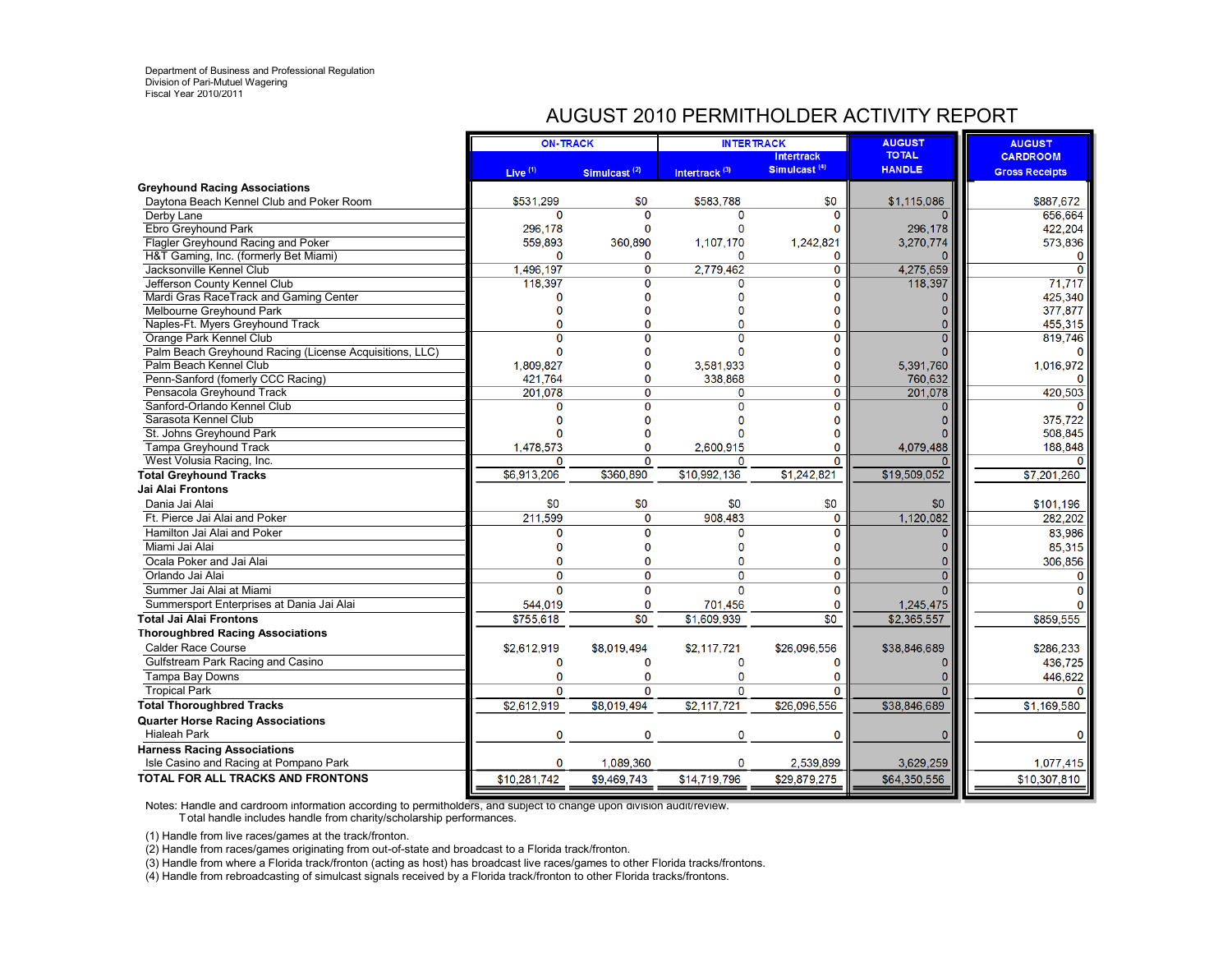Department of Business and Professional Regulation
Division of Pari-Mutuel Wagering
Fiscal Year 2010/2011

# AUGUST 2010 PERMITHOLDER ACTIVITY REPORT

| | ON-TRACK | | INTERTRACK | | AUGUST TOTAL HANDLE | AUGUST CARDROOM Gross Receipts |
|---|---|---|---|---|---|---|
| | Live [1] | Simulcast [2] | Intertrack [3] | Intertrack Simulcast [4] | | |
| **Greyhound Racing Associations** | | | | | | |
| Daytona Beach Kennel Club and Poker Room | $531,299 | $0 | $583,788 | $0 | $1,115,086 | $887,672 |
| Derby Lane | 0 | 0 | 0 | 0 | 0 | 656,664 |
| Ebro Greyhound Park | 296,178 | 0 | 0 | 0 | 296,178 | 422,204 |
| Flagler Greyhound Racing and Poker | 559,893 | 360,890 | 1,107,170 | 1,242,821 | 3,270,774 | 573,836 |
| H&T Gaming, Inc. (formerly Bet Miami) | 0 | 0 | 0 | 0 | 0 | 0 |
| Jacksonville Kennel Club | 1,496,197 | 0 | 2,779,462 | 0 | 4,275,659 | 0 |
| Jefferson County Kennel Club | 118,397 | 0 | 0 | 0 | 118,397 | 71,717 |
| Mardi Gras RaceTrack and Gaming Center | 0 | 0 | 0 | 0 | 0 | 425,340 |
| Melbourne Greyhound Park | 0 | 0 | 0 | 0 | 0 | 377,877 |
| Naples-Ft. Myers Greyhound Track | 0 | 0 | 0 | 0 | 0 | 455,315 |
| Orange Park Kennel Club | 0 | 0 | 0 | 0 | 0 | 819,746 |
| Palm Beach Greyhound Racing (License Acquisitions, LLC) | 0 | 0 | 0 | 0 | 0 | 0 |
| Palm Beach Kennel Club | 1,809,827 | 0 | 3,581,933 | 0 | 5,391,760 | 1,016,972 |
| Penn-Sanford (fomerly CCC Racing) | 421,764 | 0 | 338,868 | 0 | 760,632 | 0 |
| Pensacola Greyhound Track | 201,078 | 0 | 0 | 0 | 201,078 | 420,503 |
| Sanford-Orlando Kennel Club | 0 | 0 | 0 | 0 | 0 | 0 |
| Sarasota Kennel Club | 0 | 0 | 0 | 0 | 0 | 375,722 |
| St. Johns Greyhound Park | 0 | 0 | 0 | 0 | 0 | 508,845 |
| Tampa Greyhound Track | 1,478,573 | 0 | 2,600,915 | 0 | 4,079,488 | 188,848 |
| West Volusia Racing, Inc. | 0 | 0 | 0 | 0 | 0 | 0 |
| **Total Greyhound Tracks** | $6,913,206 | $360,890 | $10,992,136 | $1,242,821 | $19,509,052 | $7,201,260 |
| **Jai Alai Frontons** | | | | | | |
| Dania Jai Alai | $0 | $0 | $0 | $0 | $0 | $101,196 |
| Ft. Pierce Jai Alai and Poker | 211,599 | 0 | 908,483 | 0 | 1,120,082 | 282,202 |
| Hamilton Jai Alai and Poker | 0 | 0 | 0 | 0 | 0 | 83,986 |
| Miami Jai Alai | 0 | 0 | 0 | 0 | 0 | 85,315 |
| Ocala Poker and Jai Alai | 0 | 0 | 0 | 0 | 0 | 306,856 |
| Orlando Jai Alai | 0 | 0 | 0 | 0 | 0 | 0 |
| Summer Jai Alai at Miami | 0 | 0 | 0 | 0 | 0 | 0 |
| Summersport Enterprises at Dania Jai Alai | 544,019 | 0 | 701,456 | 0 | 1,245,475 | 0 |
| **Total Jai Alai Frontons** | $755,618 | $0 | $1,609,939 | $0 | $2,365,557 | $859,555 |
| **Thoroughbred Racing Associations** | | | | | | |
| Calder Race Course | $2,612,919 | $8,019,494 | $2,117,721 | $26,096,556 | $38,846,689 | $286,233 |
| Gulfstream Park Racing and Casino | 0 | 0 | 0 | 0 | 0 | 436,725 |
| Tampa Bay Downs | 0 | 0 | 0 | 0 | 0 | 446,622 |
| Tropical Park | 0 | 0 | 0 | 0 | 0 | 0 |
| **Total Thoroughbred Tracks** | $2,612,919 | $8,019,494 | $2,117,721 | $26,096,556 | $38,846,689 | $1,169,580 |
| **Quarter Horse Racing Associations** | | | | | | |
| Hialeah Park | 0 | 0 | 0 | 0 | 0 | 0 |
| **Harness Racing Associations** | | | | | | |
| Isle Casino and Racing at Pompano Park | 0 | 1,089,360 | 0 | 2,539,899 | 3,629,259 | 1,077,415 |
| **TOTAL FOR ALL TRACKS AND FRONTONS** | $10,281,742 | $9,469,743 | $14,719,796 | $29,879,275 | $64,350,556 | $10,307,810 |

Notes: Handle and cardroom information according to permitholders, and subject to change upon division audit/review.
Total handle includes handle from charity/scholarship performances.

(1) Handle from live races/games at the track/fronton.
(2) Handle from races/games originating from out-of-state and broadcast to a Florida track/fronton.
(3) Handle from where a Florida track/fronton (acting as host) has broadcast live races/games to other Florida tracks/frontons.
(4) Handle from rebroadcasting of simulcast signals received by a Florida track/fronton to other Florida tracks/frontons.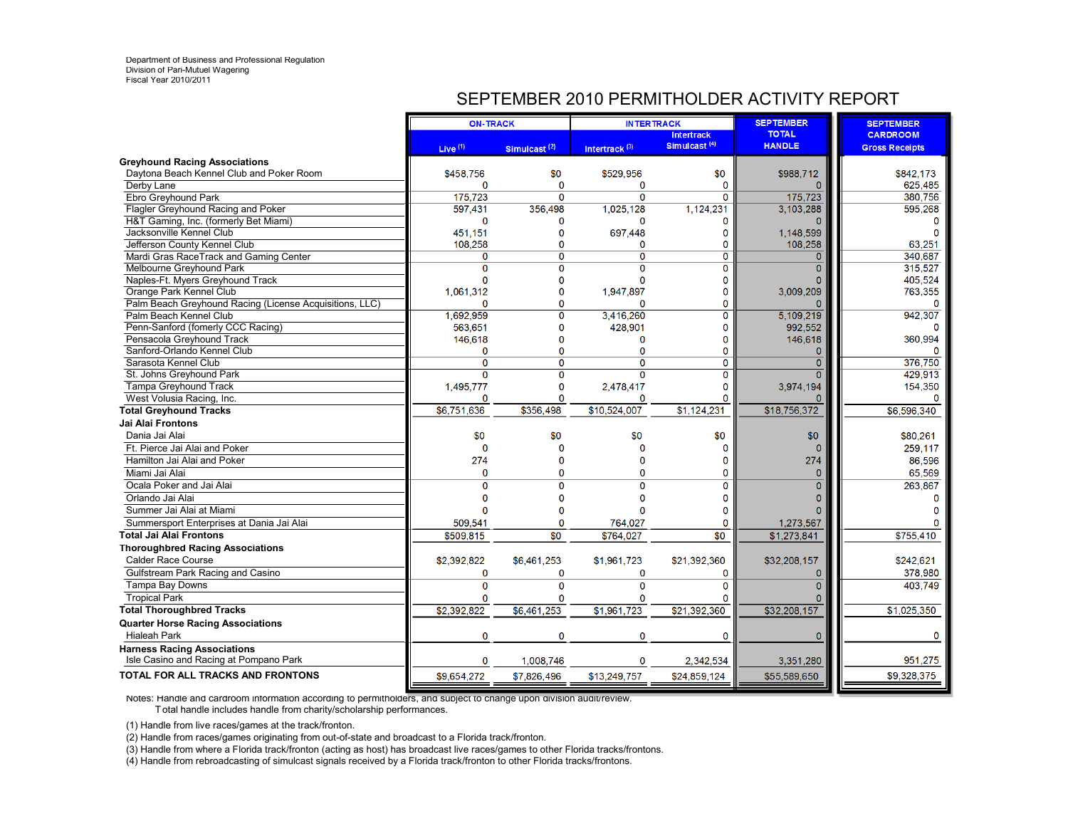Department of Business and Professional Regulation
Division of Pari-Mutuel Wagering
Fiscal Year 2010/2011

# SEPTEMBER 2010 PERMITHOLDER ACTIVITY REPORT

| | ON-TRACK | | INTERTRACK | | SEPTEMBER TOTAL HANDLE | SEPTEMBER CARDROOM Gross Receipts |
|---|---|---|---|---|---|---|
| | Live [1] | Simulcast [2] | Intertrack [3] | Intertrack Simulcast [4] | | |
| **Greyhound Racing Associations** | | | | | | |
| Daytona Beach Kennel Club and Poker Room | $458,756 | $0 | $529,956 | $0 | $988,712 | $842,173 |
| Derby Lane | 0 | 0 | 0 | 0 | 0 | 625,485 |
| Ebro Greyhound Park | 175,723 | 0 | 0 | 0 | 175,723 | 380,756 |
| Flagler Greyhound Racing and Poker | 597,431 | 356,498 | 1,025,128 | 1,124,231 | 3,103,288 | 595,268 |
| H&T Gaming, Inc. (formerly Bet Miami) | 0 | 0 | 0 | 0 | 0 | 0 |
| Jacksonville Kennel Club | 451,151 | 0 | 697,448 | 0 | 1,148,599 | 0 |
| Jefferson County Kennel Club | 108,258 | 0 | 0 | 0 | 108,258 | 63,251 |
| Mardi Gras RaceTrack and Gaming Center | 0 | 0 | 0 | 0 | 0 | 340,687 |
| Melbourne Greyhound Park | 0 | 0 | 0 | 0 | 0 | 315,527 |
| Naples-Ft. Myers Greyhound Track | 0 | 0 | 0 | 0 | 0 | 405,524 |
| Orange Park Kennel Club | 1,061,312 | 0 | 1,947,897 | 0 | 3,009,209 | 763,355 |
| Palm Beach Greyhound Racing (License Acquisitions, LLC) | 0 | 0 | 0 | 0 | 0 | 0 |
| Palm Beach Kennel Club | 1,692,959 | 0 | 3,416,260 | 0 | 5,109,219 | 942,307 |
| Penn-Sanford (fomerly CCC Racing) | 563,651 | 0 | 428,901 | 0 | 992,552 | 0 |
| Pensacola Greyhound Track | 146,618 | 0 | 0 | 0 | 146,618 | 360,994 |
| Sanford-Orlando Kennel Club | 0 | 0 | 0 | 0 | 0 | 0 |
| Sarasota Kennel Club | 0 | 0 | 0 | 0 | 0 | 376,750 |
| St. Johns Greyhound Park | 0 | 0 | 0 | 0 | 0 | 429,913 |
| Tampa Greyhound Track | 1,495,777 | 0 | 2,478,417 | 0 | 3,974,194 | 154,350 |
| West Volusia Racing, Inc. | 0 | 0 | 0 | 0 | 0 | 0 |
| **Total Greyhound Tracks** | $6,751,636 | $356,498 | $10,524,007 | $1,124,231 | $18,756,372 | $6,596,340 |
| **Jai Alai Frontons** | | | | | | |
| Dania Jai Alai | $0 | $0 | $0 | $0 | $0 | $80,261 |
| Ft. Pierce Jai Alai and Poker | 0 | 0 | 0 | 0 | 0 | 259,117 |
| Hamilton Jai Alai and Poker | 274 | 0 | 0 | 0 | 274 | 86,596 |
| Miami Jai Alai | 0 | 0 | 0 | 0 | 0 | 65,569 |
| Ocala Poker and Jai Alai | 0 | 0 | 0 | 0 | 0 | 263,867 |
| Orlando Jai Alai | 0 | 0 | 0 | 0 | 0 | 0 |
| Summer Jai Alai at Miami | 0 | 0 | 0 | 0 | 0 | 0 |
| Summersport Enterprises at Dania Jai Alai | 509,541 | 0 | 764,027 | 0 | 1,273,567 | 0 |
| **Total Jai Alai Frontons** | $509,815 | $0 | $764,027 | $0 | $1,273,841 | $755,410 |
| **Thoroughbred Racing Associations** | | | | | | |
| Calder Race Course | $2,392,822 | $6,461,253 | $1,961,723 | $21,392,360 | $32,208,157 | $242,621 |
| Gulfstream Park Racing and Casino | 0 | 0 | 0 | 0 | 0 | 378,980 |
| Tampa Bay Downs | 0 | 0 | 0 | 0 | 0 | 403,749 |
| Tropical Park | 0 | 0 | 0 | 0 | 0 | |
| **Total Thoroughbred Tracks** | $2,392,822 | $6,461,253 | $1,961,723 | $21,392,360 | $32,208,157 | $1,025,350 |
| **Quarter Horse Racing Associations** | | | | | | |
| Hialeah Park | 0 | 0 | 0 | 0 | 0 | 0 |
| **Harness Racing Associations** | | | | | | |
| Isle Casino and Racing at Pompano Park | 0 | 1,008,746 | 0 | 2,342,534 | 3,351,280 | 951,275 |
| **TOTAL FOR ALL TRACKS AND FRONTONS** | $9,654,272 | $7,826,496 | $13,249,757 | $24,859,124 | $55,589,650 | $9,328,375 |

Notes: Handle and cardroom information according to permitholders, and subject to change upon division audit/review.
Total handle includes handle from charity/scholarship performances.

(1) Handle from live races/games at the track/fronton.
(2) Handle from races/games originating from out-of-state and broadcast to a Florida track/fronton.
(3) Handle from where a Florida track/fronton (acting as host) has broadcast live races/games to other Florida tracks/frontons.
(4) Handle from rebroadcasting of simulcast signals received by a Florida track/fronton to other Florida tracks/frontons.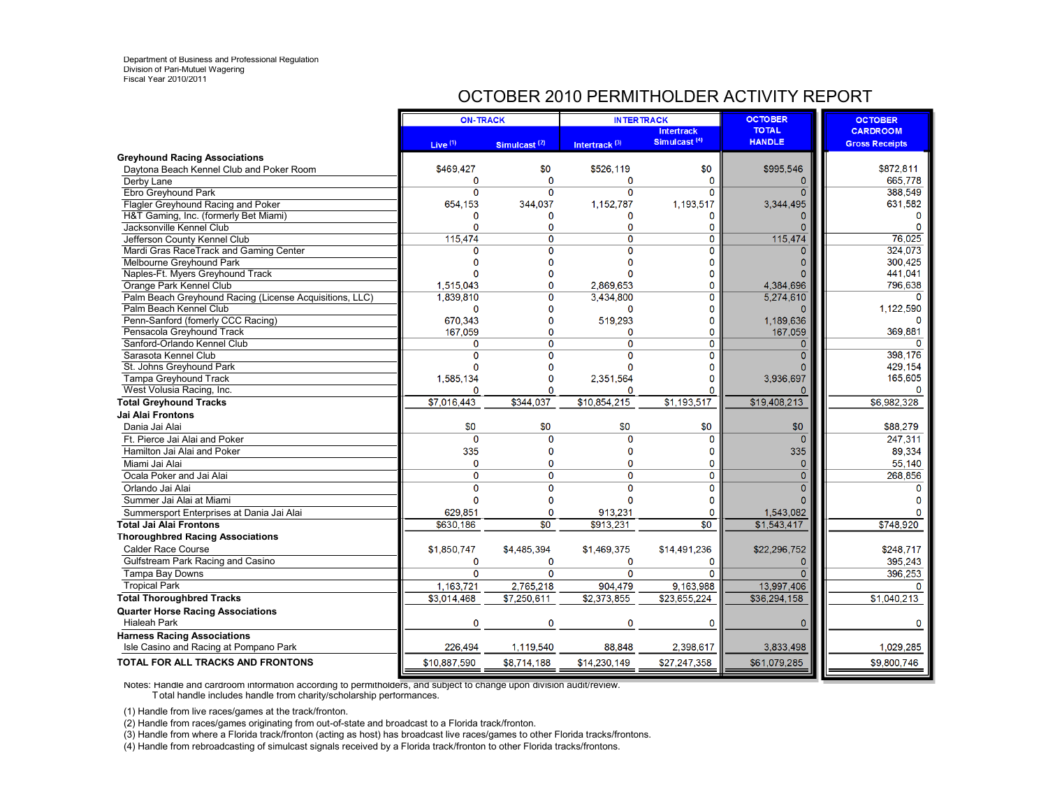Department of Business and Professional Regulation
Division of Pari-Mutuel Wagering
Fiscal Year 2010/2011

# OCTOBER 2010 PERMITHOLDER ACTIVITY REPORT

| | ON-TRACK | | INTERTRACK | | OCTOBER TOTAL HANDLE | OCTOBER CARDROOM Gross Receipts |
|---|---|---|---|---|---|---|
| | Live [1] | Simulcast [2] | Intertrack [3] | Intertrack Simulcast [4] | | |
| **Greyhound Racing Associations** | | | | | | |
| Daytona Beach Kennel Club and Poker Room | $469,427 | $0 | $526,119 | $0 | $995,546 | $872,811 |
| Derby Lane | 0 | 0 | 0 | 0 | 0 | 665,778 |
| Ebro Greyhound Park | 0 | 0 | 0 | 0 | 0 | 388,549 |
| Flagler Greyhound Racing and Poker | 654,153 | 344,037 | 1,152,787 | 1,193,517 | 3,344,495 | 631,582 |
| H&T Gaming, Inc. (formerly Bet Miami) | 0 | 0 | 0 | 0 | 0 | 0 |
| Jacksonville Kennel Club | 0 | 0 | 0 | 0 | 0 | 0 |
| Jefferson County Kennel Club | 115,474 | 0 | 0 | 0 | 115,474 | 76,025 |
| Mardi Gras RaceTrack and Gaming Center | 0 | 0 | 0 | 0 | 0 | 324,073 |
| Melbourne Greyhound Park | 0 | 0 | 0 | 0 | 0 | 300,425 |
| Naples-Ft. Myers Greyhound Track | 0 | 0 | 0 | 0 | 0 | 441,041 |
| Orange Park Kennel Club | 1,515,043 | 0 | 2,869,653 | 0 | 4,384,696 | 796,638 |
| Palm Beach Greyhound Racing (License Acquisitions, LLC) | 1,839,810 | 0 | 3,434,800 | 0 | 5,274,610 | 0 |
| Palm Beach Kennel Club | 0 | 0 | 0 | 0 | 0 | 1,122,590 |
| Penn-Sanford (fomerly CCC Racing) | 670,343 | 0 | 519,293 | 0 | 1,189,636 | 0 |
| Pensacola Greyhound Track | 167,059 | 0 | 0 | 0 | 167,059 | 369,881 |
| Sanford-Orlando Kennel Club | 0 | 0 | 0 | 0 | 0 | 0 |
| Sarasota Kennel Club | 0 | 0 | 0 | 0 | 0 | 398,176 |
| St. Johns Greyhound Park | 0 | 0 | 0 | 0 | 0 | 429,154 |
| Tampa Greyhound Track | 1,585,134 | 0 | 2,351,564 | 0 | 3,936,697 | 165,605 |
| West Volusia Racing, Inc. | 0 | 0 | 0 | 0 | 0 | 0 |
| **Total Greyhound Tracks** | $7,016,443 | $344,037 | $10,854,215 | $1,193,517 | $19,408,213 | $6,982,328 |
| **Jai Alai Frontons** | | | | | | |
| Dania Jai Alai | $0 | $0 | $0 | $0 | $0 | $88,279 |
| Ft. Pierce Jai Alai and Poker | 0 | 0 | 0 | 0 | 0 | 247,311 |
| Hamilton Jai Alai and Poker | 335 | 0 | 0 | 0 | 335 | 89,334 |
| Miami Jai Alai | 0 | 0 | 0 | 0 | 0 | 55,140 |
| Ocala Poker and Jai Alai | 0 | 0 | 0 | 0 | 0 | 268,856 |
| Orlando Jai Alai | 0 | 0 | 0 | 0 | 0 | 0 |
| Summer Jai Alai at Miami | 0 | 0 | 0 | 0 | 0 | 0 |
| Summersport Enterprises at Dania Jai Alai | 629,851 | 0 | 913,231 | 0 | 1,543,082 | 0 |
| **Total Jai Alai Frontons** | $630,186 | $0 | $913,231 | $0 | $1,543,417 | $748,920 |
| **Thoroughbred Racing Associations** | | | | | | |
| Calder Race Course | $1,850,747 | $4,485,394 | $1,469,375 | $14,491,236 | $22,296,752 | $248,717 |
| Gulfstream Park Racing and Casino | 0 | 0 | 0 | 0 | 0 | 395,243 |
| Tampa Bay Downs | 0 | 0 | 0 | 0 | 0 | 396,253 |
| Tropical Park | 1,163,721 | 2,765,218 | 904,479 | 9,163,988 | 13,997,406 | 0 |
| **Total Thoroughbred Tracks** | $3,014,468 | $7,250,611 | $2,373,855 | $23,655,224 | $36,294,158 | $1,040,213 |
| **Quarter Horse Racing Associations** | | | | | | |
| Hialeah Park | 0 | 0 | 0 | 0 | 0 | 0 |
| **Harness Racing Associations** | | | | | | |
| Isle Casino and Racing at Pompano Park | 226,494 | 1,119,540 | 88,848 | 2,398,617 | 3,833,498 | 1,029,285 |
| **TOTAL FOR ALL TRACKS AND FRONTONS** | $10,887,590 | $8,714,188 | $14,230,149 | $27,247,358 | $61,079,285 | $9,800,746 |

Notes: Handle and cardroom information according to permitholders, and subject to change upon division audit/review.
Total handle includes handle from charity/scholarship performances.

(1) Handle from live races/games at the track/fronton.
(2) Handle from races/games originating from out-of-state and broadcast to a Florida track/fronton.
(3) Handle from where a Florida track/fronton (acting as host) has broadcast live races/games to other Florida tracks/frontons.
(4) Handle from rebroadcasting of simulcast signals received by a Florida track/fronton to other Florida tracks/frontons.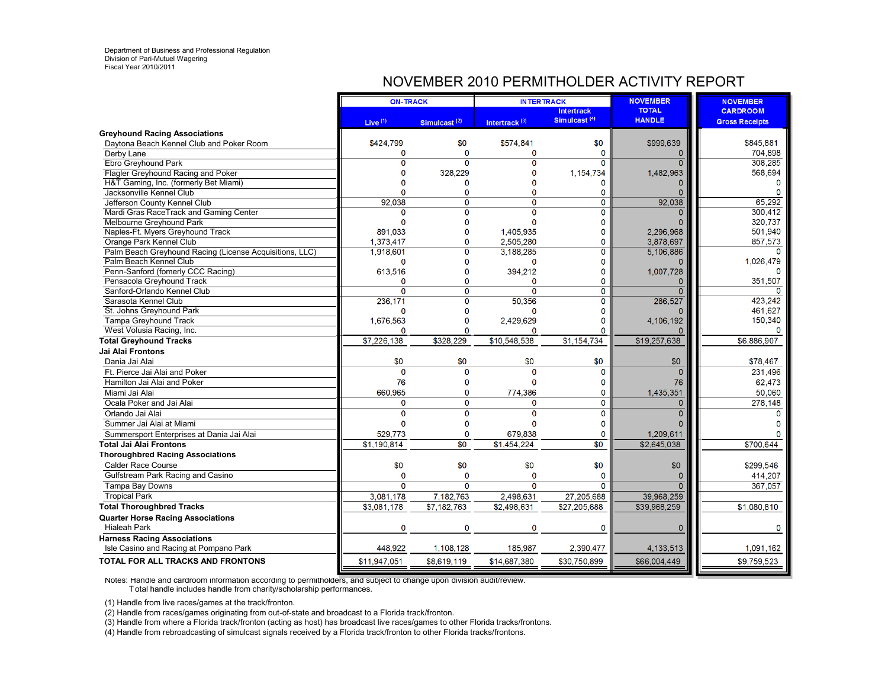Department of Business and Professional Regulation
Division of Pari-Mutuel Wagering
Fiscal Year 2010/2011

# NOVEMBER 2010 PERMITHOLDER ACTIVITY REPORT

| | ON-TRACK | | INTERTRACK | | NOVEMBER TOTAL HANDLE | NOVEMBER CARDROOM Gross Receipts |
|---|---|---|---|---|---|---|
| | Live (1) | Simulcast (2) | Intertrack (3) | Intertrack Simulcast (4) | | |
| **Greyhound Racing Associations** | | | | | | |
| Daytona Beach Kennel Club and Poker Room | $424,799 | $0 | $574,841 | $0 | $999,639 | $845,881 |
| Derby Lane | 0 | 0 | 0 | 0 | 0 | 704,898 |
| Ebro Greyhound Park | 0 | 0 | 0 | 0 | 0 | 308,285 |
| Flagler Greyhound Racing and Poker | 0 | 328,229 | 0 | 1,154,734 | 1,482,963 | 568,694 |
| H&T Gaming, Inc. (formerly Bet Miami) | 0 | 0 | 0 | 0 | 0 | 0 |
| Jacksonville Kennel Club | 0 | 0 | 0 | 0 | 0 | 0 |
| Jefferson County Kennel Club | 92,038 | 0 | 0 | 0 | 92,038 | 65,292 |
| Mardi Gras RaceTrack and Gaming Center | 0 | 0 | 0 | 0 | 0 | 300,412 |
| Melbourne Greyhound Park | 0 | 0 | 0 | 0 | 0 | 320,737 |
| Naples-Ft. Myers Greyhound Track | 891,033 | 0 | 1,405,935 | 0 | 2,296,968 | 501,940 |
| Orange Park Kennel Club | 1,373,417 | 0 | 2,505,280 | 0 | 3,878,697 | 857,573 |
| Palm Beach Greyhound Racing (License Acquisitions, LLC) | 1,918,601 | 0 | 3,188,285 | 0 | 5,106,886 | 0 |
| Palm Beach Kennel Club | 0 | 0 | 0 | 0 | 0 | 1,026,479 |
| Penn-Sanford (fomerly CCC Racing) | 613,516 | 0 | 394,212 | 0 | 1,007,728 | 0 |
| Pensacola Greyhound Track | 0 | 0 | 0 | 0 | 0 | 351,507 |
| Sanford-Orlando Kennel Club | 0 | 0 | 0 | 0 | 0 | 0 |
| Sarasota Kennel Club | 236,171 | 0 | 50,356 | 0 | 286,527 | 423,242 |
| St. Johns Greyhound Park | 0 | 0 | 0 | 0 | 0 | 461,627 |
| Tampa Greyhound Track | 1,676,563 | 0 | 2,429,629 | 0 | 4,106,192 | 150,340 |
| West Volusia Racing, Inc. | 0 | 0 | 0 | 0 | 0 | 0 |
| **Total Greyhound Tracks** | $7,226,138 | $328,229 | $10,548,538 | $1,154,734 | $19,257,638 | $6,886,907 |
| **Jai Alai Frontons** | | | | | | |
| Dania Jai Alai | $0 | $0 | $0 | $0 | $0 | $78,467 |
| Ft. Pierce Jai Alai and Poker | 0 | 0 | 0 | 0 | 0 | 231,496 |
| Hamilton Jai Alai and Poker | 76 | 0 | 0 | 0 | 76 | 62,473 |
| Miami Jai Alai | 660,965 | 0 | 774,386 | 0 | 1,435,351 | 50,060 |
| Ocala Poker and Jai Alai | 0 | 0 | 0 | 0 | 0 | 278,148 |
| Orlando Jai Alai | 0 | 0 | 0 | 0 | 0 | 0 |
| Summer Jai Alai at Miami | 0 | 0 | 0 | 0 | 0 | 0 |
| Summersport Enterprises at Dania Jai Alai | 529,773 | 0 | 679,838 | 0 | 1,209,611 | 0 |
| **Total Jai Alai Frontons** | $1,190,814 | $0 | $1,454,224 | $0 | $2,645,038 | $700,644 |
| **Thoroughbred Racing Associations** | | | | | | |
| Calder Race Course | $0 | $0 | $0 | $0 | $0 | $299,546 |
| Gulfstream Park Racing and Casino | 0 | 0 | 0 | 0 | 0 | 414,207 |
| Tampa Bay Downs | 0 | 0 | 0 | 0 | 0 | 367,057 |
| Tropical Park | 3,081,178 | 7,182,763 | 2,498,631 | 27,205,688 | 39,968,259 | |
| **Total Thoroughbred Tracks** | $3,081,178 | $7,182,763 | $2,498,631 | $27,205,688 | $39,968,259 | $1,080,810 |
| **Quarter Horse Racing Associations** | | | | | | |
| Hialeah Park | 0 | 0 | 0 | 0 | 0 | 0 |
| **Harness Racing Associations** | | | | | | |
| Isle Casino and Racing at Pompano Park | 448,922 | 1,108,128 | 185,987 | 2,390,477 | 4,133,513 | 1,091,162 |
| **TOTAL FOR ALL TRACKS AND FRONTONS** | $11,947,051 | $8,619,119 | $14,687,380 | $30,750,899 | $66,004,449 | $9,759,523 |

Notes: Handle and cardroom information according to permitholders, and subject to change upon division audit/review.
Total handle includes handle from charity/scholarship performances.

(1) Handle from live races/games at the track/fronton.
(2) Handle from races/games originating from out-of-state and broadcast to a Florida track/fronton.
(3) Handle from where a Florida track/fronton (acting as host) has broadcast live races/games to other Florida tracks/frontons.
(4) Handle from rebroadcasting of simulcast signals received by a Florida track/fronton to other Florida tracks/frontons.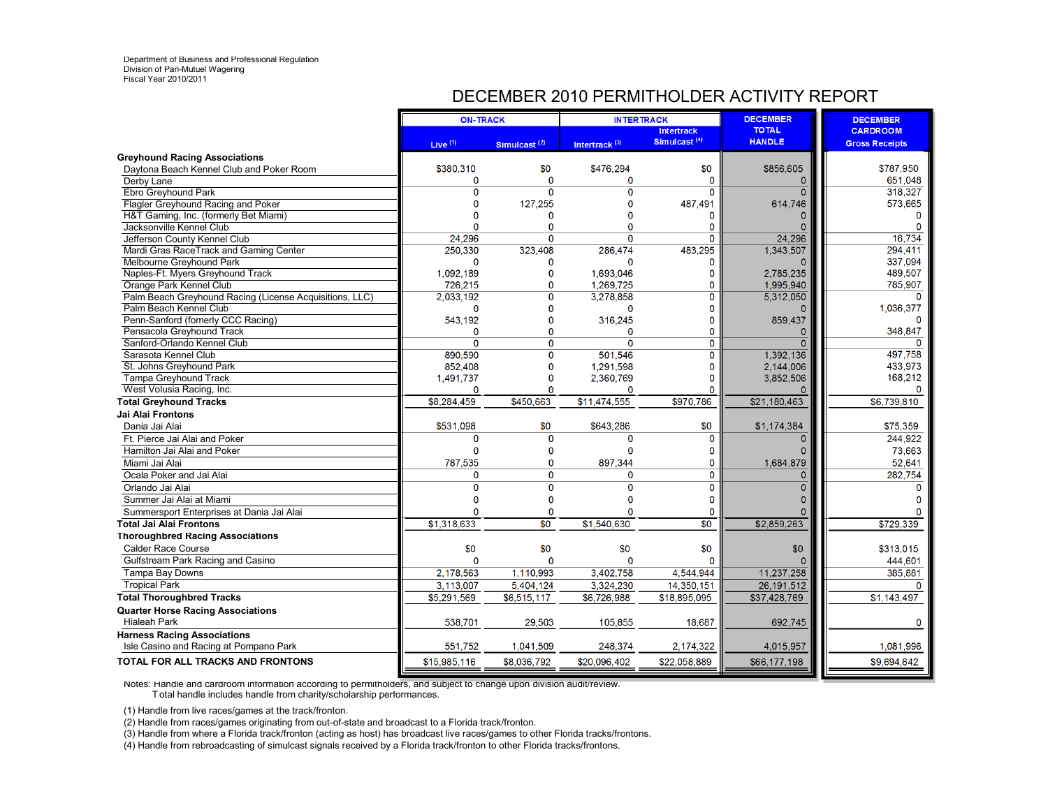Department of Business and Professional Regulation
Division of Pari-Mutuel Wagering
Fiscal Year 2010/2011

# DECEMBER 2010 PERMITHOLDER ACTIVITY REPORT

| | ON-TRACK | | INTERTRACK | | DECEMBER TOTAL HANDLE | DECEMBER CARDROOM Gross Receipts |
|---|---|---|---|---|---|---|
| | Live (1) | Simulcast (2) | Intertrack (3) | Intertrack Simulcast (4) | | |
| **Greyhound Racing Associations** | | | | | | |
| Daytona Beach Kennel Club and Poker Room | $380,310 | $0 | $476,294 | $0 | $856,605 | $787,950 |
| Derby Lane | 0 | 0 | 0 | 0 | 0 | 651,048 |
| Ebro Greyhound Park | 0 | 0 | 0 | 0 | 0 | 318,327 |
| Flagler Greyhound Racing and Poker | 0 | 127,255 | 0 | 487,491 | 614,746 | 573,665 |
| H&T Gaming, Inc. (formerly Bet Miami) | 0 | 0 | 0 | 0 | 0 | 0 |
| Jacksonville Kennel Club | 0 | 0 | 0 | 0 | 0 | 0 |
| Jefferson County Kennel Club | 24,296 | 0 | 0 | 0 | 24,296 | 16,734 |
| Mardi Gras RaceTrack and Gaming Center | 250,330 | 323,408 | 286,474 | 483,295 | 1,343,507 | 294,411 |
| Melbourne Greyhound Park | 0 | 0 | 0 | 0 | 0 | 337,094 |
| Naples-Ft. Myers Greyhound Track | 1,092,189 | 0 | 1,693,046 | 0 | 2,785,235 | 489,507 |
| Orange Park Kennel Club | 726,215 | 0 | 1,269,725 | 0 | 1,995,940 | 785,907 |
| Palm Beach Greyhound Racing (License Acquisitions, LLC) | 2,033,192 | 0 | 3,278,858 | 0 | 5,312,050 | 0 |
| Palm Beach Kennel Club | 0 | 0 | 0 | 0 | 0 | 1,036,377 |
| Penn-Sanford (fomerly CCC Racing) | 543,192 | 0 | 316,245 | 0 | 859,437 | 0 |
| Pensacola Greyhound Track | 0 | 0 | 0 | 0 | 0 | 348,847 |
| Sanford-Orlando Kennel Club | 0 | 0 | 0 | 0 | 0 | 0 |
| Sarasota Kennel Club | 890,590 | 0 | 501,546 | 0 | 1,392,136 | 497,758 |
| St. Johns Greyhound Park | 852,408 | 0 | 1,291,598 | 0 | 2,144,006 | 433,973 |
| Tampa Greyhound Track | 1,491,737 | 0 | 2,360,769 | 0 | 3,852,506 | 168,212 |
| West Volusia Racing, Inc. | 0 | 0 | 0 | 0 | 0 | 0 |
| **Total Greyhound Tracks** | $8,284,459 | $450,663 | $11,474,555 | $970,786 | $21,180,463 | $6,739,810 |
| **Jai Alai Frontons** | | | | | | |
| Dania Jai Alai | $531,098 | $0 | $643,286 | $0 | $1,174,384 | $75,359 |
| Ft. Pierce Jai Alai and Poker | 0 | 0 | 0 | 0 | 0 | 244,922 |
| Hamilton Jai Alai and Poker | 0 | 0 | 0 | 0 | 0 | 73,663 |
| Miami Jai Alai | 787,535 | 0 | 897,344 | 0 | 1,684,879 | 52,641 |
| Ocala Poker and Jai Alai | 0 | 0 | 0 | 0 | 0 | 282,754 |
| Orlando Jai Alai | 0 | 0 | 0 | 0 | 0 | 0 |
| Summer Jai Alai at Miami | 0 | 0 | 0 | 0 | 0 | 0 |
| Summersport Enterprises at Dania Jai Alai | 0 | 0 | 0 | 0 | 0 | 0 |
| **Total Jai Alai Frontons** | $1,318,633 | $0 | $1,540,630 | $0 | $2,859,263 | $729,339 |
| **Thoroughbred Racing Associations** | | | | | | |
| Calder Race Course | $0 | $0 | $0 | $0 | $0 | $313,015 |
| Gulfstream Park Racing and Casino | 0 | 0 | 0 | 0 | 0 | 444,601 |
| Tampa Bay Downs | 2,178,563 | 1,110,993 | 3,402,758 | 4,544,944 | 11,237,258 | 385,881 |
| Tropical Park | 3,113,007 | 5,404,124 | 3,324,230 | 14,350,151 | 26,191,512 | 0 |
| **Total Thoroughbred Tracks** | $5,291,569 | $6,515,117 | $6,726,988 | $18,895,095 | $37,428,769 | $1,143,497 |
| **Quarter Horse Racing Associations** | | | | | | |
| Hialeah Park | 538,701 | 29,503 | 105,855 | 18,687 | 692,745 | 0 |
| **Harness Racing Associations** | | | | | | |
| Isle Casino and Racing at Pompano Park | 551,752 | 1,041,509 | 248,374 | 2,174,322 | 4,015,957 | 1,081,996 |
| **TOTAL FOR ALL TRACKS AND FRONTONS** | $15,985,116 | $8,036,792 | $20,096,402 | $22,058,889 | $66,177,198 | $9,694,642 |

Notes: Handle and cardroom information according to permitholders, and subject to change upon division audit/review.
Total handle includes handle from charity/scholarship performances.

(1) Handle from live races/games at the track/fronton.
(2) Handle from races/games originating from out-of-state and broadcast to a Florida track/fronton.
(3) Handle from where a Florida track/fronton (acting as host) has broadcast live races/games to other Florida tracks/frontons.
(4) Handle from rebroadcasting of simulcast signals received by a Florida track/fronton to other Florida tracks/frontons.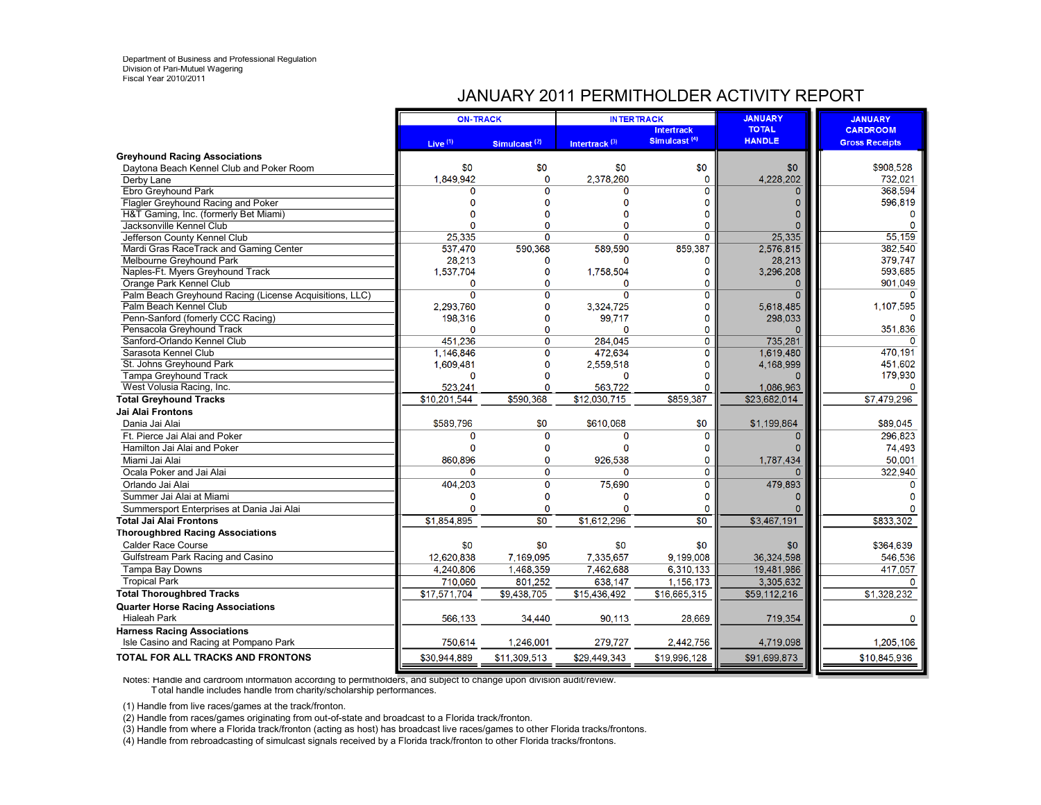Department of Business and Professional Regulation
Division of Pari-Mutuel Wagering
Fiscal Year 2010/2011

# JANUARY 2011 PERMITHOLDER ACTIVITY REPORT

| | ON-TRACK | | INTERTRACK | | JANUARY TOTAL HANDLE | JANUARY CARDROOM Gross Receipts |
|---|---|---|---|---|---|---|
| | Live [1] | Simulcast [2] | Intertrack [3] | Intertrack Simulcast [4] | | |
| **Greyhound Racing Associations** | | | | | | |
| Daytona Beach Kennel Club and Poker Room | $0 | $0 | $0 | $0 | $0 | $908,528 |
| Derby Lane | 1,849,942 | 0 | 2,378,260 | 0 | 4,228,202 | 732,021 |
| Ebro Greyhound Park | 0 | 0 | 0 | 0 | 0 | 368,594 |
| Flagler Greyhound Racing and Poker | 0 | 0 | 0 | 0 | 0 | 596,819 |
| H&T Gaming, Inc. (formerly Bet Miami) | 0 | 0 | 0 | 0 | 0 | 0 |
| Jacksonville Kennel Club | 0 | 0 | 0 | 0 | 0 | 0 |
| Jefferson County Kennel Club | 25,335 | 0 | 0 | 0 | 25,335 | 55,159 |
| Mardi Gras RaceTrack and Gaming Center | 537,470 | 590,368 | 589,590 | 859,387 | 2,576,815 | 382,540 |
| Melbourne Greyhound Park | 28,213 | 0 | 0 | 0 | 28,213 | 379,747 |
| Naples-Ft. Myers Greyhound Track | 1,537,704 | 0 | 1,758,504 | 0 | 3,296,208 | 593,685 |
| Orange Park Kennel Club | 0 | 0 | 0 | 0 | 0 | 901,049 |
| Palm Beach Greyhound Racing (License Acquisitions, LLC) | 0 | 0 | 0 | 0 | 0 | 0 |
| Palm Beach Kennel Club | 2,293,760 | 0 | 3,324,725 | 0 | 5,618,485 | 1,107,595 |
| Penn-Sanford (fomerly CCC Racing) | 198,316 | 0 | 99,717 | 0 | 298,033 | 0 |
| Pensacola Greyhound Track | 0 | 0 | 0 | 0 | 0 | 351,836 |
| Sanford-Orlando Kennel Club | 451,236 | 0 | 284,045 | 0 | 735,281 | 0 |
| Sarasota Kennel Club | 1,146,846 | 0 | 472,634 | 0 | 1,619,480 | 470,191 |
| St. Johns Greyhound Park | 1,609,481 | 0 | 2,559,518 | 0 | 4,168,999 | 451,602 |
| Tampa Greyhound Track | 0 | 0 | 0 | 0 | 0 | 179,930 |
| West Volusia Racing, Inc. | 523,241 | 0 | 563,722 | 0 | 1,086,963 | 0 |
| **Total Greyhound Tracks** | $10,201,544 | $590,368 | $12,030,715 | $859,387 | $23,682,014 | $7,479,296 |
| **Jai Alai Frontons** | | | | | | |
| Dania Jai Alai | $589,796 | $0 | $610,068 | $0 | $1,199,864 | $89,045 |
| Ft. Pierce Jai Alai and Poker | 0 | 0 | 0 | 0 | 0 | 296,823 |
| Hamilton Jai Alai and Poker | 0 | 0 | 0 | 0 | 0 | 74,493 |
| Miami Jai Alai | 860,896 | 0 | 926,538 | 0 | 1,787,434 | 50,001 |
| Ocala Poker and Jai Alai | 0 | 0 | 0 | 0 | 0 | 322,940 |
| Orlando Jai Alai | 404,203 | 0 | 75,690 | 0 | 479,893 | 0 |
| Summer Jai Alai at Miami | 0 | 0 | 0 | 0 | 0 | 0 |
| Summersport Enterprises at Dania Jai Alai | 0 | 0 | 0 | 0 | 0 | 0 |
| **Total Jai Alai Frontons** | $1,854,895 | $0 | $1,612,296 | $0 | $3,467,191 | $833,302 |
| **Thoroughbred Racing Associations** | | | | | | |
| Calder Race Course | $0 | $0 | $0 | $0 | $0 | $364,639 |
| Gulfstream Park Racing and Casino | 12,620,838 | 7,169,095 | 7,335,657 | 9,199,008 | 36,324,598 | 546,536 |
| Tampa Bay Downs | 4,240,806 | 1,468,359 | 7,462,688 | 6,310,133 | 19,481,986 | 417,057 |
| Tropical Park | 710,060 | 801,252 | 638,147 | 1,156,173 | 3,305,632 | 0 |
| **Total Thoroughbred Tracks** | $17,571,704 | $9,438,705 | $15,436,492 | $16,665,315 | $59,112,216 | $1,328,232 |
| **Quarter Horse Racing Associations** | | | | | | |
| Hialeah Park | 566,133 | 34,440 | 90,113 | 28,669 | 719,354 | 0 |
| **Harness Racing Associations** | | | | | | |
| Isle Casino and Racing at Pompano Park | 750,614 | 1,246,001 | 279,727 | 2,442,756 | 4,719,098 | 1,205,106 |
| **TOTAL FOR ALL TRACKS AND FRONTONS** | $30,944,889 | $11,309,513 | $29,449,343 | $19,996,128 | $91,699,873 | $10,845,936 |

Notes: Handle and cardroom information according to permitholders, and subject to change upon division audit/review.
Total handle includes handle from charity/scholarship performances.

(1) Handle from live races/games at the track/fronton.
(2) Handle from races/games originating from out-of-state and broadcast to a Florida track/fronton.
(3) Handle from where a Florida track/fronton (acting as host) has broadcast live races/games to other Florida tracks/frontons.
(4) Handle from rebroadcasting of simulcast signals received by a Florida track/fronton to other Florida tracks/frontons.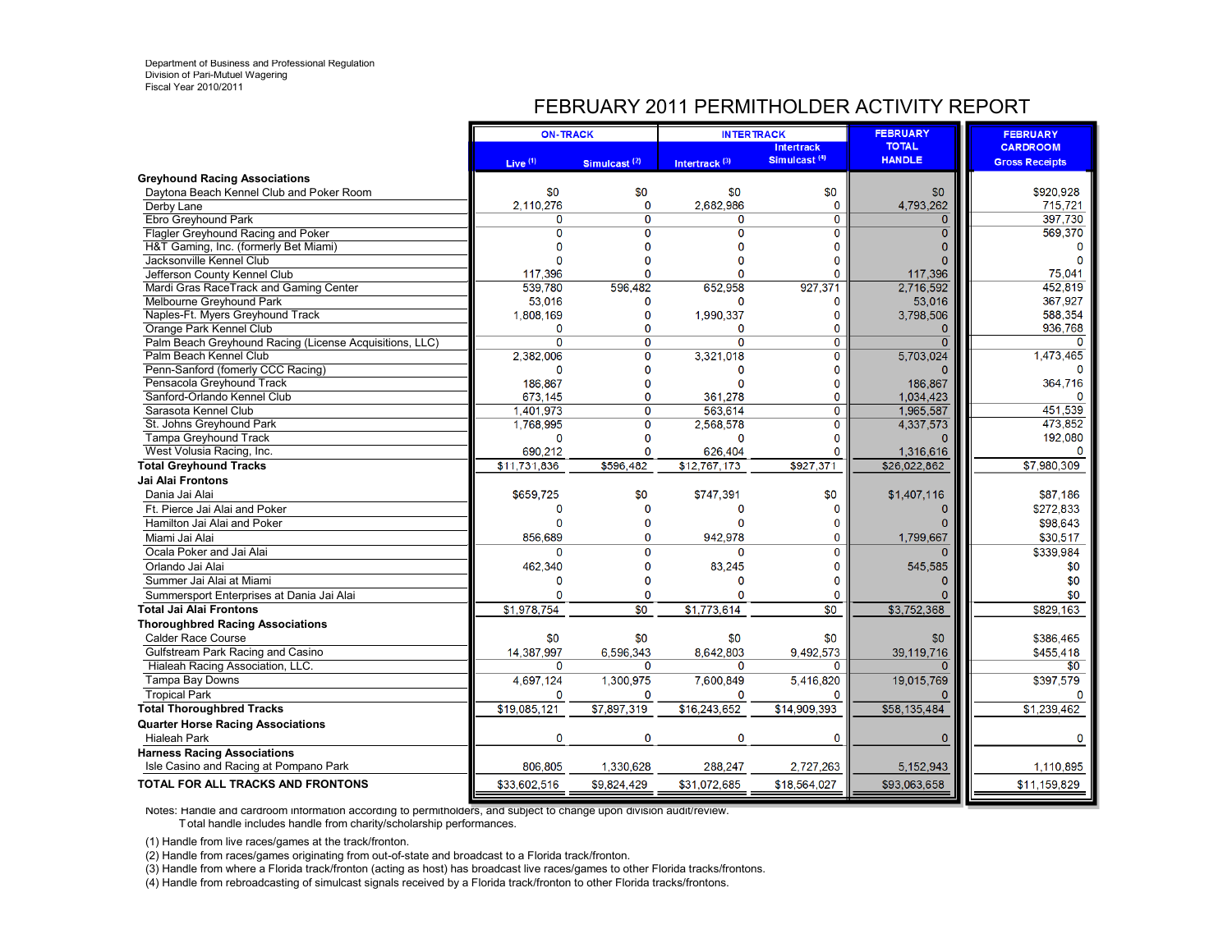Department of Business and Professional Regulation
Division of Pari-Mutuel Wagering
Fiscal Year 2010/2011

# FEBRUARY 2011 PERMITHOLDER ACTIVITY REPORT

| | ON-TRACK | | INTERTRACK | | FEBRUARY TOTAL HANDLE | FEBRUARY CARDROOM Gross Receipts |
|---|---|---|---|---|---|---|
| | Live (1) | Simulcast (2) | Intertrack (3) | Intertrack Simulcast (4) | | |
| **Greyhound Racing Associations** | | | | | | |
| Daytona Beach Kennel Club and Poker Room | $0 | $0 | $0 | $0 | $0 | $920,928 |
| Derby Lane | 2,110,276 | 0 | 2,682,986 | 0 | 4,793,262 | 715,721 |
| Ebro Greyhound Park | 0 | 0 | 0 | 0 | 0 | 397,730 |
| Flagler Greyhound Racing and Poker | 0 | 0 | 0 | 0 | 0 | 569,370 |
| H&T Gaming, Inc. (formerly Bet Miami) | 0 | 0 | 0 | 0 | 0 | 0 |
| Jacksonville Kennel Club | 0 | 0 | 0 | 0 | 0 | 0 |
| Jefferson County Kennel Club | 117,396 | 0 | 0 | 0 | 117,396 | 75,041 |
| Mardi Gras RaceTrack and Gaming Center | 539,780 | 596,482 | 652,958 | 927,371 | 2,716,592 | 452,819 |
| Melbourne Greyhound Park | 53,016 | 0 | 0 | 0 | 53,016 | 367,927 |
| Naples-Ft. Myers Greyhound Track | 1,808,169 | 0 | 1,990,337 | 0 | 3,798,506 | 588,354 |
| Orange Park Kennel Club | 0 | 0 | 0 | 0 | 0 | 936,768 |
| Palm Beach Greyhound Racing (License Acquisitions, LLC) | 0 | 0 | 0 | 0 | 0 | 0 |
| Palm Beach Kennel Club | 2,382,006 | 0 | 3,321,018 | 0 | 5,703,024 | 1,473,465 |
| Penn-Sanford (fomerly CCC Racing) | 0 | 0 | 0 | 0 | 0 | 0 |
| Pensacola Greyhound Track | 186,867 | 0 | 0 | 0 | 186,867 | 364,716 |
| Sanford-Orlando Kennel Club | 673,145 | 0 | 361,278 | 0 | 1,034,423 | 0 |
| Sarasota Kennel Club | 1,401,973 | 0 | 563,614 | 0 | 1,965,587 | 451,539 |
| St. Johns Greyhound Park | 1,768,995 | 0 | 2,568,578 | 0 | 4,337,573 | 473,852 |
| Tampa Greyhound Track | 0 | 0 | 0 | 0 | 0 | 192,080 |
| West Volusia Racing, Inc. | 690,212 | 0 | 626,404 | 0 | 1,316,616 | 0 |
| **Total Greyhound Tracks** | $11,731,836 | $596,482 | $12,767,173 | $927,371 | $26,022,862 | $7,980,309 |
| **Jai Alai Frontons** | | | | | | |
| Dania Jai Alai | $659,725 | $0 | $747,391 | $0 | $1,407,116 | $87,186 |
| Ft. Pierce Jai Alai and Poker | 0 | 0 | 0 | 0 | 0 | $272,833 |
| Hamilton Jai Alai and Poker | 0 | 0 | 0 | 0 | 0 | $98,643 |
| Miami Jai Alai | 856,689 | 0 | 942,978 | 0 | 1,799,667 | $30,517 |
| Ocala Poker and Jai Alai | 0 | 0 | 0 | 0 | 0 | $339,984 |
| Orlando Jai Alai | 462,340 | 0 | 83,245 | 0 | 545,585 | $0 |
| Summer Jai Alai at Miami | 0 | 0 | 0 | 0 | 0 | $0 |
| Summersport Enterprises at Dania Jai Alai | 0 | 0 | 0 | 0 | 0 | $0 |
| **Total Jai Alai Frontons** | $1,978,754 | $0 | $1,773,614 | $0 | $3,752,368 | $829,163 |
| **Thoroughbred Racing Associations** | | | | | | |
| Calder Race Course | $0 | $0 | $0 | $0 | $0 | $386,465 |
| Gulfstream Park Racing and Casino | 14,387,997 | 6,596,343 | 8,642,803 | 9,492,573 | 39,119,716 | $455,418 |
| Hialeah Racing Association, LLC. | 0 | 0 | 0 | 0 | 0 | $0 |
| Tampa Bay Downs | 4,697,124 | 1,300,975 | 7,600,849 | 5,416,820 | 19,015,769 | $397,579 |
| Tropical Park | 0 | 0 | 0 | 0 | 0 | 0 |
| **Total Thoroughbred Tracks** | $19,085,121 | $7,897,319 | $16,243,652 | $14,909,393 | $58,135,484 | $1,239,462 |
| **Quarter Horse Racing Associations** | | | | | | |
| Hialeah Park | 0 | 0 | 0 | 0 | 0 | 0 |
| **Harness Racing Associations** | | | | | | |
| Isle Casino and Racing at Pompano Park | 806,805 | 1,330,628 | 288,247 | 2,727,263 | 5,152,943 | 1,110,895 |
| **TOTAL FOR ALL TRACKS AND FRONTONS** | $33,602,516 | $9,824,429 | $31,072,685 | $18,564,027 | $93,063,658 | $11,159,829 |

Notes: Handle and cardroom information according to permitholders, and subject to change upon division audit/review.
Total handle includes handle from charity/scholarship performances.

(1) Handle from live races/games at the track/fronton.
(2) Handle from races/games originating from out-of-state and broadcast to a Florida track/fronton.
(3) Handle from where a Florida track/fronton (acting as host) has broadcast live races/games to other Florida tracks/frontons.
(4) Handle from rebroadcasting of simulcast signals received by a Florida track/fronton to other Florida tracks/frontons.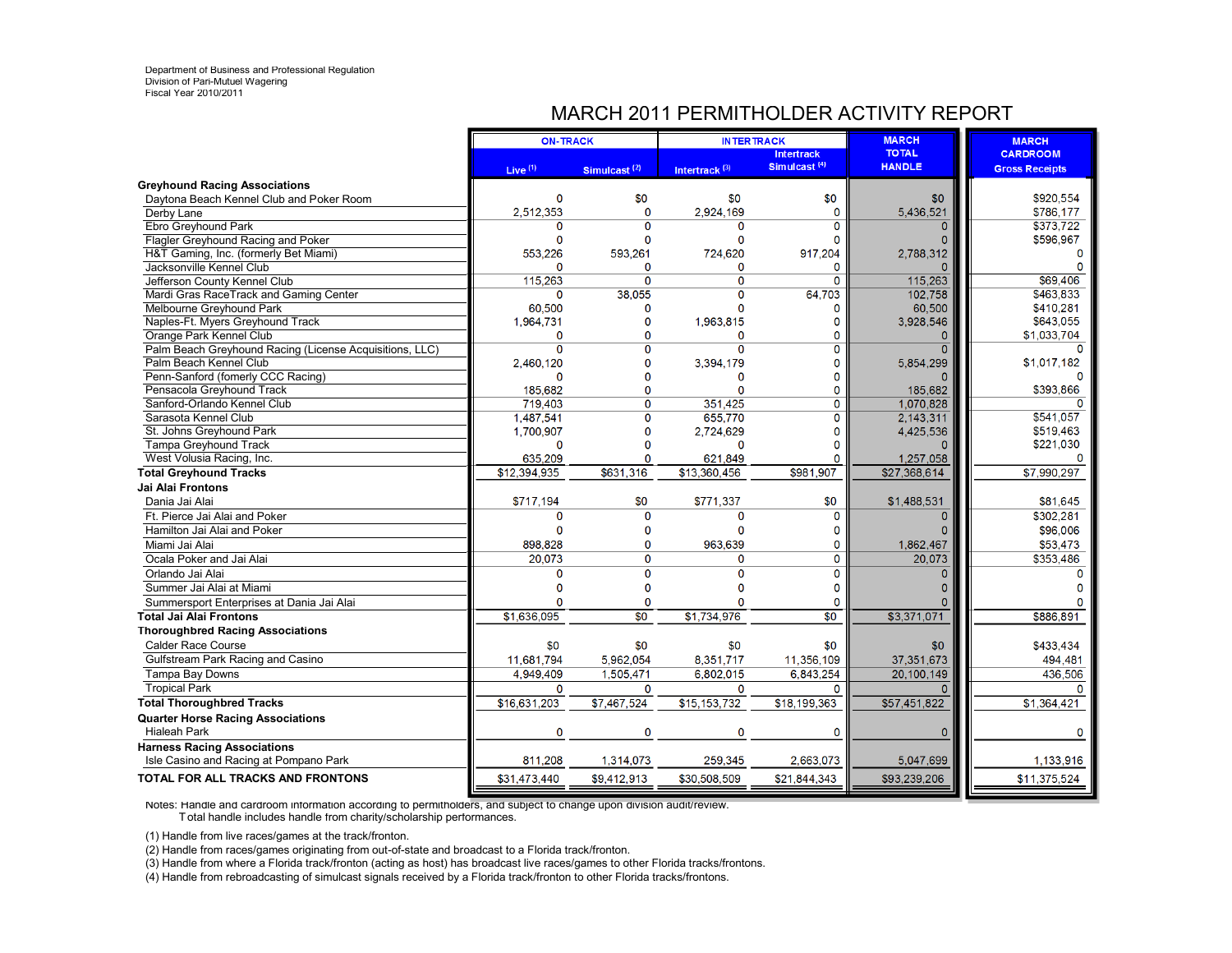Department of Business and Professional Regulation
Division of Pari-Mutuel Wagering
Fiscal Year 2010/2011

# MARCH 2011 PERMITHOLDER ACTIVITY REPORT

| | ON-TRACK | | INTERTRACK | | MARCH TOTAL HANDLE | MARCH CARDROOM Gross Receipts |
|---|---|---|---|---|---|---|
| | Live (1) | Simulcast (2) | Intertrack (3) | Intertrack Simulcast (4) | | |
| **Greyhound Racing Associations** | | | | | | |
| Daytona Beach Kennel Club and Poker Room | 0 | $0 | $0 | $0 | $0 | $920,554 |
| Derby Lane | 2,512,353 | 0 | 2,924,169 | 0 | 5,436,521 | $786,177 |
| Ebro Greyhound Park | 0 | 0 | 0 | 0 | 0 | $373,722 |
| Flagler Greyhound Racing and Poker | 0 | 0 | 0 | 0 | 0 | $596,967 |
| H&T Gaming, Inc. (formerly Bet Miami) | 553,226 | 593,261 | 724,620 | 917,204 | 2,788,312 | 0 |
| Jacksonville Kennel Club | 0 | 0 | 0 | 0 | 0 | 0 |
| Jefferson County Kennel Club | 115,263 | 0 | 0 | 0 | 115,263 | $69,406 |
| Mardi Gras RaceTrack and Gaming Center | 0 | 38,055 | 0 | 64,703 | 102,758 | $463,833 |
| Melbourne Greyhound Park | 60,500 | 0 | 0 | 0 | 60,500 | $410,281 |
| Naples-Ft. Myers Greyhound Track | 1,964,731 | 0 | 1,963,815 | 0 | 3,928,546 | $643,055 |
| Orange Park Kennel Club | 0 | 0 | 0 | 0 | 0 | $1,033,704 |
| Palm Beach Greyhound Racing (License Acquisitions, LLC) | 0 | 0 | 0 | 0 | 0 | 0 |
| Palm Beach Kennel Club | 2,460,120 | 0 | 3,394,179 | 0 | 5,854,299 | $1,017,182 |
| Penn-Sanford (fomerly CCC Racing) | 0 | 0 | 0 | 0 | 0 | 0 |
| Pensacola Greyhound Track | 185,682 | 0 | 0 | 0 | 185,682 | $393,866 |
| Sanford-Orlando Kennel Club | 719,403 | 0 | 351,425 | 0 | 1,070,828 | 0 |
| Sarasota Kennel Club | 1,487,541 | 0 | 655,770 | 0 | 2,143,311 | $541,057 |
| St. Johns Greyhound Park | 1,700,907 | 0 | 2,724,629 | 0 | 4,425,536 | $519,463 |
| Tampa Greyhound Track | 0 | 0 | 0 | 0 | 0 | $221,030 |
| West Volusia Racing, Inc. | 635,209 | 0 | 621,849 | 0 | 1,257,058 | 0 |
| **Total Greyhound Tracks** | $12,394,935 | $631,316 | $13,360,456 | $981,907 | $27,368,614 | $7,990,297 |
| **Jai Alai Frontons** | | | | | | |
| Dania Jai Alai | $717,194 | $0 | $771,337 | $0 | $1,488,531 | $81,645 |
| Ft. Pierce Jai Alai and Poker | 0 | 0 | 0 | 0 | 0 | $302,281 |
| Hamilton Jai Alai and Poker | 0 | 0 | 0 | 0 | 0 | $96,006 |
| Miami Jai Alai | 898,828 | 0 | 963,639 | 0 | 1,862,467 | $53,473 |
| Ocala Poker and Jai Alai | 20,073 | 0 | 0 | 0 | 20,073 | $353,486 |
| Orlando Jai Alai | 0 | 0 | 0 | 0 | 0 | 0 |
| Summer Jai Alai at Miami | 0 | 0 | 0 | 0 | 0 | 0 |
| Summersport Enterprises at Dania Jai Alai | 0 | 0 | 0 | 0 | 0 | 0 |
| **Total Jai Alai Frontons** | $1,636,095 | $0 | $1,734,976 | $0 | $3,371,071 | $886,891 |
| **Thoroughbred Racing Associations** | | | | | | |
| Calder Race Course | $0 | $0 | $0 | $0 | $0 | $433,434 |
| Gulfstream Park Racing and Casino | 11,681,794 | 5,962,054 | 8,351,717 | 11,356,109 | 37,351,673 | 494,481 |
| Tampa Bay Downs | 4,949,409 | 1,505,471 | 6,802,015 | 6,843,254 | 20,100,149 | 436,506 |
| Tropical Park | 0 | 0 | 0 | 0 | 0 | 0 |
| **Total Thoroughbred Tracks** | $16,631,203 | $7,467,524 | $15,153,732 | $18,199,363 | $57,451,822 | $1,364,421 |
| **Quarter Horse Racing Associations** | | | | | | |
| Hialeah Park | 0 | 0 | 0 | 0 | 0 | 0 |
| **Harness Racing Associations** | | | | | | |
| Isle Casino and Racing at Pompano Park | 811,208 | 1,314,073 | 259,345 | 2,663,073 | 5,047,699 | 1,133,916 |
| **TOTAL FOR ALL TRACKS AND FRONTONS** | $31,473,440 | $9,412,913 | $30,508,509 | $21,844,343 | $93,239,206 | $11,375,524 |

Notes: Handle and cardroom information according to permitholders, and subject to change upon division audit/review.
Total handle includes handle from charity/scholarship performances.

(1) Handle from live races/games at the track/fronton.
(2) Handle from races/games originating from out-of-state and broadcast to a Florida track/fronton.
(3) Handle from where a Florida track/fronton (acting as host) has broadcast live races/games to other Florida tracks/frontons.
(4) Handle from rebroadcasting of simulcast signals received by a Florida track/fronton to other Florida tracks/frontons.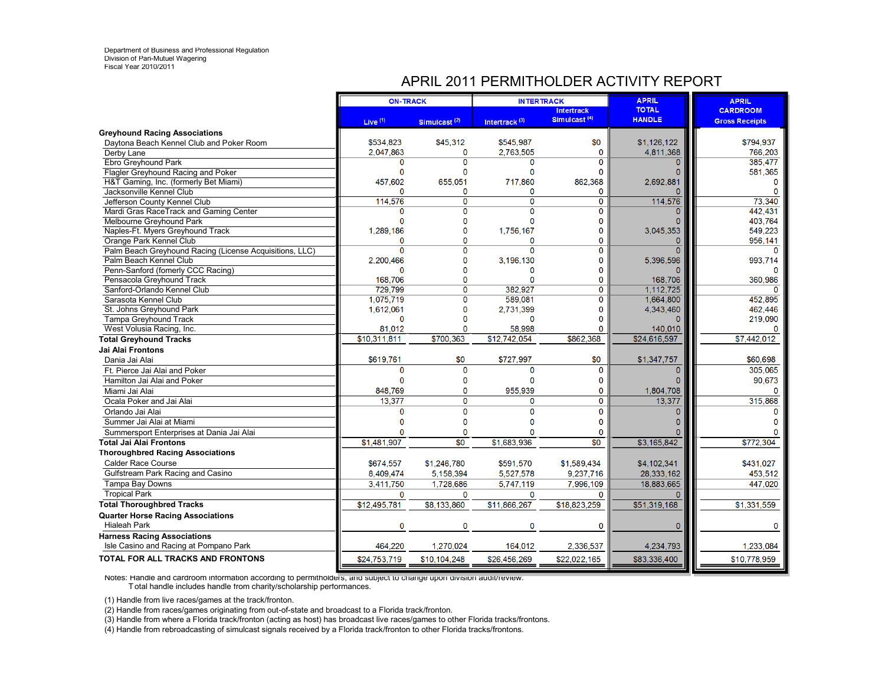Department of Business and Professional Regulation
Division of Pari-Mutuel Wagering
Fiscal Year 2010/2011

# APRIL 2011 PERMITHOLDER ACTIVITY REPORT

| | ON-TRACK | | INTERTRACK | | APRIL TOTAL HANDLE | APRIL CARDROOM Gross Receipts |
|---|---|---|---|---|---|---|
| | Live [1] | Simulcast [2] | Intertrack [3] | Intertrack Simulcast [4] | | |
| **Greyhound Racing Associations** | | | | | | |
| Daytona Beach Kennel Club and Poker Room | $534,823 | $45,312 | $545,987 | $0 | $1,126,122 | $794,937 |
| Derby Lane | 2,047,863 | 0 | 2,763,505 | 0 | 4,811,368 | 766,203 |
| Ebro Greyhound Park | 0 | 0 | 0 | 0 | 0 | 385,477 |
| Flagler Greyhound Racing and Poker | 0 | 0 | 0 | 0 | 0 | 581,365 |
| H&T Gaming, Inc. (formerly Bet Miami) | 457,602 | 655,051 | 717,860 | 862,368 | 2,692,881 | 0 |
| Jacksonville Kennel Club | 0 | 0 | 0 | 0 | 0 | 0 |
| Jefferson County Kennel Club | 114,576 | 0 | 0 | 0 | 114,576 | 73,340 |
| Mardi Gras RaceTrack and Gaming Center | 0 | 0 | 0 | 0 | 0 | 442,431 |
| Melbourne Greyhound Park | 0 | 0 | 0 | 0 | 0 | 403,764 |
| Naples-Ft. Myers Greyhound Track | 1,289,186 | 0 | 1,756,167 | 0 | 3,045,353 | 549,223 |
| Orange Park Kennel Club | 0 | 0 | 0 | 0 | 0 | 956,141 |
| Palm Beach Greyhound Racing (License Acquisitions, LLC) | 0 | 0 | 0 | 0 | 0 | 0 |
| Palm Beach Kennel Club | 2,200,466 | 0 | 3,196,130 | 0 | 5,396,596 | 993,714 |
| Penn-Sanford (fomerly CCC Racing) | 0 | 0 | 0 | 0 | 0 | 0 |
| Pensacola Greyhound Track | 168,706 | 0 | 0 | 0 | 168,706 | 360,986 |
| Sanford-Orlando Kennel Club | 729,799 | 0 | 382,927 | 0 | 1,112,725 | 0 |
| Sarasota Kennel Club | 1,075,719 | 0 | 589,081 | 0 | 1,664,800 | 452,895 |
| St. Johns Greyhound Park | 1,612,061 | 0 | 2,731,399 | 0 | 4,343,460 | 462,446 |
| Tampa Greyhound Track | 0 | 0 | 0 | 0 | 0 | 219,090 |
| West Volusia Racing, Inc. | 81,012 | 0 | 58,998 | 0 | 140,010 | 0 |
| **Total Greyhound Tracks** | $10,311,811 | $700,363 | $12,742,054 | $862,368 | $24,616,597 | $7,442,012 |
| **Jai Alai Frontons** | | | | | | |
| Dania Jai Alai | $619,761 | $0 | $727,997 | $0 | $1,347,757 | $60,698 |
| Ft. Pierce Jai Alai and Poker | 0 | 0 | 0 | 0 | 0 | 305,065 |
| Hamilton Jai Alai and Poker | 0 | 0 | 0 | 0 | 0 | 90,673 |
| Miami Jai Alai | 848,769 | 0 | 955,939 | 0 | 1,804,708 | 0 |
| Ocala Poker and Jai Alai | 13,377 | 0 | 0 | 0 | 13,377 | 315,868 |
| Orlando Jai Alai | 0 | 0 | 0 | 0 | 0 | 0 |
| Summer Jai Alai at Miami | 0 | 0 | 0 | 0 | 0 | 0 |
| Summersport Enterprises at Dania Jai Alai | 0 | 0 | 0 | 0 | 0 | 0 |
| **Total Jai Alai Frontons** | $1,481,907 | $0 | $1,683,936 | $0 | $3,165,842 | $772,304 |
| **Thoroughbred Racing Associations** | | | | | | |
| Calder Race Course | $674,557 | $1,246,780 | $591,570 | $1,589,434 | $4,102,341 | $431,027 |
| Gulfstream Park Racing and Casino | 8,409,474 | 5,158,394 | 5,527,578 | 9,237,716 | 28,333,162 | 453,512 |
| Tampa Bay Downs | 3,411,750 | 1,728,686 | 5,747,119 | 7,996,109 | 18,883,665 | 447,020 |
| Tropical Park | 0 | 0 | 0 | 0 | 0 | |
| **Total Thoroughbred Tracks** | $12,495,781 | $8,133,860 | $11,866,267 | $18,823,259 | $51,319,168 | $1,331,559 |
| **Quarter Horse Racing Associations** | | | | | | |
| Hialeah Park | 0 | 0 | 0 | 0 | 0 | 0 |
| **Harness Racing Associations** | | | | | | |
| Isle Casino and Racing at Pompano Park | 464,220 | 1,270,024 | 164,012 | 2,336,537 | 4,234,793 | 1,233,084 |
| **TOTAL FOR ALL TRACKS AND FRONTONS** | $24,753,719 | $10,104,248 | $26,456,269 | $22,022,165 | $83,336,400 | $10,778,959 |

Notes: Handle and cardroom information according to permitholders, and subject to change upon division audit/review.
Total handle includes handle from charity/scholarship performances.

(1) Handle from live races/games at the track/fronton.
(2) Handle from races/games originating from out-of-state and broadcast to a Florida track/fronton.
(3) Handle from where a Florida track/fronton (acting as host) has broadcast live races/games to other Florida tracks/frontons.
(4) Handle from rebroadcasting of simulcast signals received by a Florida track/fronton to other Florida tracks/frontons.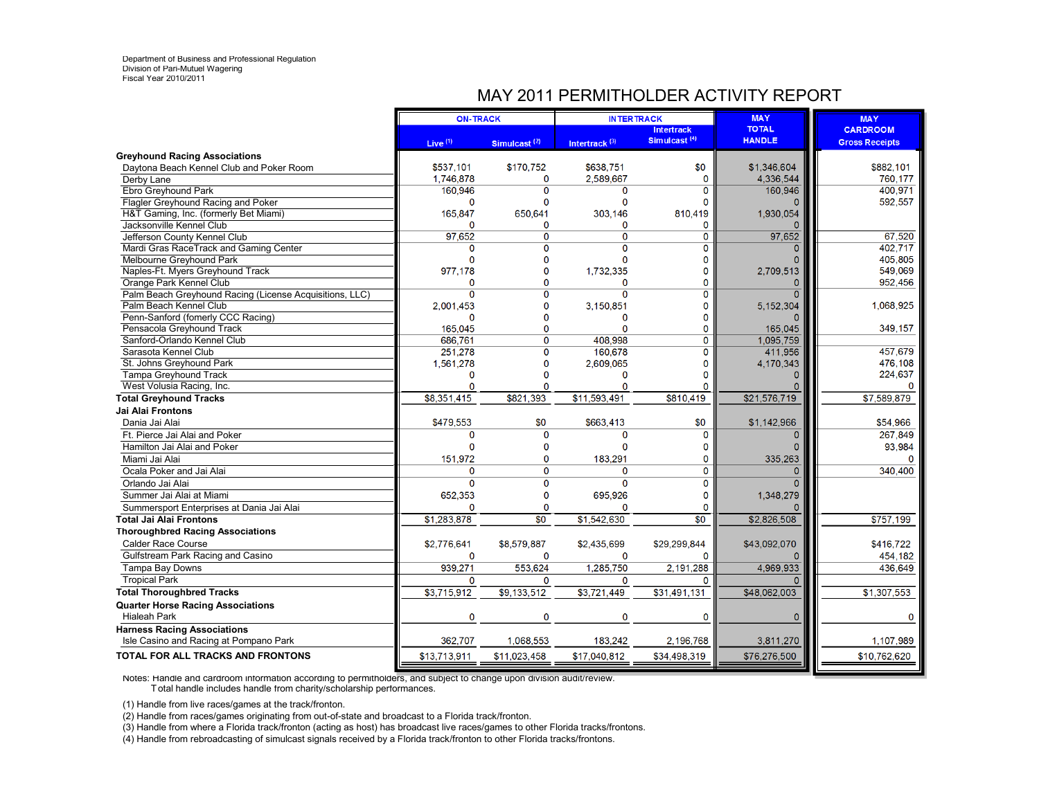Department of Business and Professional Regulation
Division of Pari-Mutuel Wagering
Fiscal Year 2010/2011

# MAY 2011 PERMITHOLDER ACTIVITY REPORT

| | ON-TRACK | | INTERTRACK | | MAY TOTAL HANDLE | MAY CARDROOM Gross Receipts |
|---|---|---|---|---|---|---|
| | Live (1) | Simulcast (2) | Intertrack (3) | Intertrack Simulcast (4) | | |
| **Greyhound Racing Associations** | | | | | | |
| Daytona Beach Kennel Club and Poker Room | $537,101 | $170,752 | $638,751 | $0 | $1,346,604 | $882,101 |
| Derby Lane | 1,746,878 | 0 | 2,589,667 | 0 | 4,336,544 | 760,177 |
| Ebro Greyhound Park | 160,946 | 0 | 0 | 0 | 160,946 | 400,971 |
| Flagler Greyhound Racing and Poker | 0 | 0 | 0 | 0 | 0 | 592,557 |
| H&T Gaming, Inc. (formerly Bet Miami) | 165,847 | 650,641 | 303,146 | 810,419 | 1,930,054 | |
| Jacksonville Kennel Club | 0 | 0 | 0 | 0 | 0 | |
| Jefferson County Kennel Club | 97,652 | 0 | 0 | 0 | 97,652 | 67,520 |
| Mardi Gras RaceTrack and Gaming Center | 0 | 0 | 0 | 0 | 0 | 402,717 |
| Melbourne Greyhound Park | 0 | 0 | 0 | 0 | 0 | 405,805 |
| Naples-Ft. Myers Greyhound Track | 977,178 | 0 | 1,732,335 | 0 | 2,709,513 | 549,069 |
| Orange Park Kennel Club | 0 | 0 | 0 | 0 | 0 | 952,456 |
| Palm Beach Greyhound Racing (License Acquisitions, LLC) | 0 | 0 | 0 | 0 | 0 | |
| Palm Beach Kennel Club | 2,001,453 | 0 | 3,150,851 | 0 | 5,152,304 | 1,068,925 |
| Penn-Sanford (fomerly CCC Racing) | 0 | 0 | 0 | 0 | 0 | |
| Pensacola Greyhound Track | 165,045 | 0 | 0 | 0 | 165,045 | 349,157 |
| Sanford-Orlando Kennel Club | 686,761 | 0 | 408,998 | 0 | 1,095,759 | |
| Sarasota Kennel Club | 251,278 | 0 | 160,678 | 0 | 411,956 | 457,679 |
| St. Johns Greyhound Park | 1,561,278 | 0 | 2,609,065 | 0 | 4,170,343 | 476,108 |
| Tampa Greyhound Track | 0 | 0 | 0 | 0 | 0 | 224,637 |
| West Volusia Racing, Inc. | 0 | 0 | 0 | 0 | 0 | 0 |
| **Total Greyhound Tracks** | $8,351,415 | $821,393 | $11,593,491 | $810,419 | $21,576,719 | $7,589,879 |
| **Jai Alai Frontons** | | | | | | |
| Dania Jai Alai | $479,553 | $0 | $663,413 | $0 | $1,142,966 | $54,966 |
| Ft. Pierce Jai Alai and Poker | 0 | 0 | 0 | 0 | 0 | 267,849 |
| Hamilton Jai Alai and Poker | 0 | 0 | 0 | 0 | 0 | 93,984 |
| Miami Jai Alai | 151,972 | 0 | 183,291 | 0 | 335,263 | 0 |
| Ocala Poker and Jai Alai | 0 | 0 | 0 | 0 | 0 | 340,400 |
| Orlando Jai Alai | 0 | 0 | 0 | 0 | 0 | |
| Summer Jai Alai at Miami | 652,353 | 0 | 695,926 | 0 | 1,348,279 | |
| Summersport Enterprises at Dania Jai Alai | 0 | 0 | 0 | 0 | 0 | |
| **Total Jai Alai Frontons** | $1,283,878 | $0 | $1,542,630 | $0 | $2,826,508 | $757,199 |
| **Thoroughbred Racing Associations** | | | | | | |
| Calder Race Course | $2,776,641 | $8,579,887 | $2,435,699 | $29,299,844 | $43,092,070 | $416,722 |
| Gulfstream Park Racing and Casino | 0 | 0 | 0 | 0 | 0 | 454,182 |
| Tampa Bay Downs | 939,271 | 553,624 | 1,285,750 | 2,191,288 | 4,969,933 | 436,649 |
| Tropical Park | 0 | 0 | 0 | 0 | 0 | |
| **Total Thoroughbred Tracks** | $3,715,912 | $9,133,512 | $3,721,449 | $31,491,131 | $48,062,003 | $1,307,553 |
| **Quarter Horse Racing Associations** | | | | | | |
| Hialeah Park | 0 | 0 | 0 | 0 | 0 | 0 |
| **Harness Racing Associations** | | | | | | |
| Isle Casino and Racing at Pompano Park | 362,707 | 1,068,553 | 183,242 | 2,196,768 | 3,811,270 | 1,107,989 |
| **TOTAL FOR ALL TRACKS AND FRONTONS** | $13,713,911 | $11,023,458 | $17,040,812 | $34,498,319 | $76,276,500 | $10,762,620 |

Notes: Handle and cardroom information according to permitholders, and subject to change upon division audit/review.
Total handle includes handle from charity/scholarship performances.

(1) Handle from live races/games at the track/fronton.
(2) Handle from races/games originating from out-of-state and broadcast to a Florida track/fronton.
(3) Handle from where a Florida track/fronton (acting as host) has broadcast live races/games to other Florida tracks/frontons.
(4) Handle from rebroadcasting of simulcast signals received by a Florida track/fronton to other Florida tracks/frontons.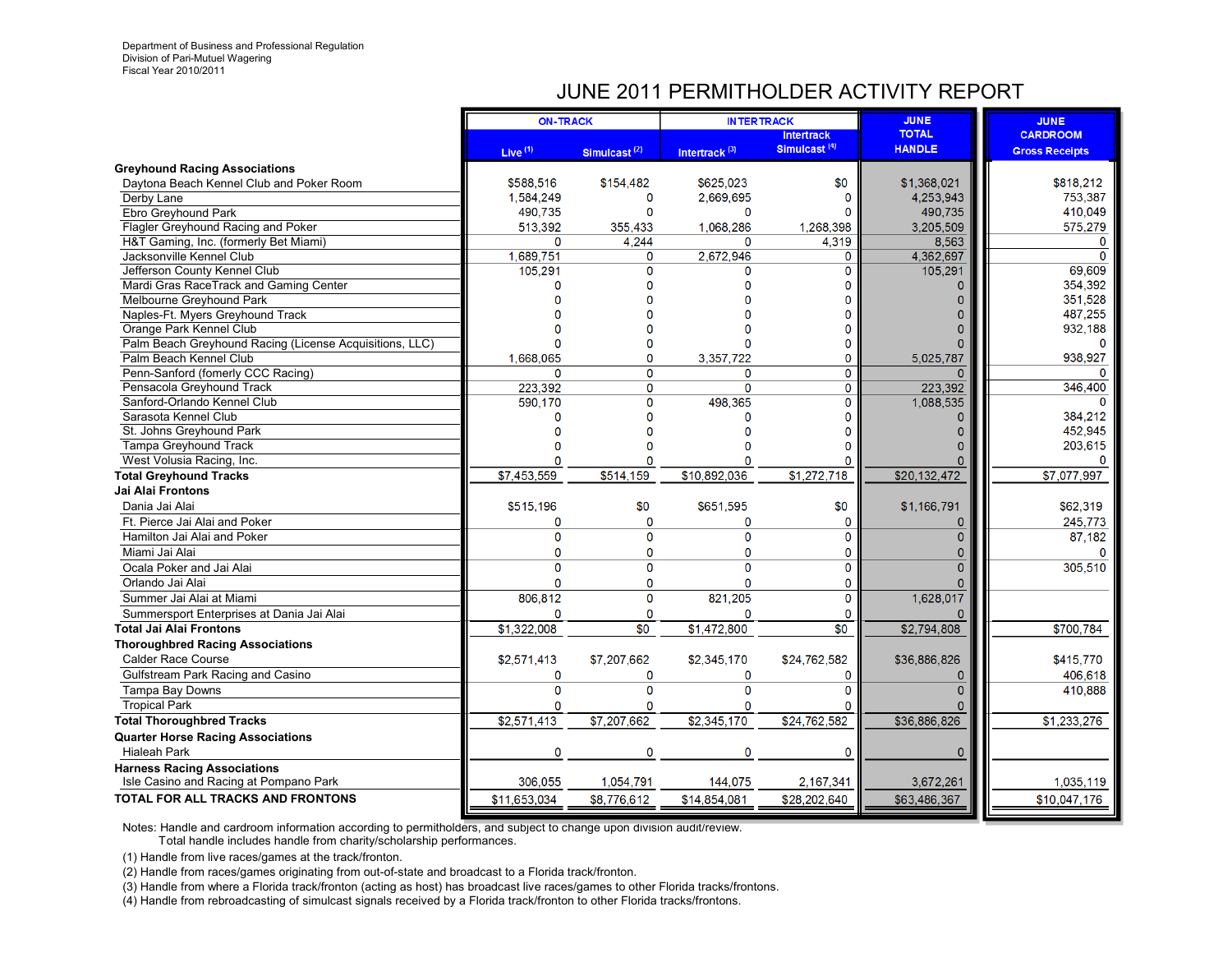Department of Business and Professional Regulation
Division of Pari-Mutuel Wagering
Fiscal Year 2010/2011

# JUNE 2011 PERMITHOLDER ACTIVITY REPORT

| | ON-TRACK | | INTERTRACK | | JUNE TOTAL HANDLE | JUNE CARDROOM Gross Receipts |
|---|---|---|---|---|---|---|
| | Live (1) | Simulcast (2) | Intertrack (3) | Intertrack Simulcast (4) | | |
| **Greyhound Racing Associations** | | | | | | |
| Daytona Beach Kennel Club and Poker Room | $588,516 | $154,482 | $625,023 | $0 | $1,368,021 | $818,212 |
| Derby Lane | 1,584,249 | 0 | 2,669,695 | 0 | 4,253,943 | 753,387 |
| Ebro Greyhound Park | 490,735 | 0 | 0 | 0 | 490,735 | 410,049 |
| Flagler Greyhound Racing and Poker | 513,392 | 355,433 | 1,068,286 | 1,268,398 | 3,205,509 | 575,279 |
| H&T Gaming, Inc. (formerly Bet Miami) | 0 | 4,244 | 0 | 4,319 | 8,563 | 0 |
| Jacksonville Kennel Club | 1,689,751 | 0 | 2,672,946 | 0 | 4,362,697 | 0 |
| Jefferson County Kennel Club | 105,291 | 0 | 0 | 0 | 105,291 | 69,609 |
| Mardi Gras RaceTrack and Gaming Center | 0 | 0 | 0 | 0 | 0 | 354,392 |
| Melbourne Greyhound Park | 0 | 0 | 0 | 0 | 0 | 351,528 |
| Naples-Ft. Myers Greyhound Track | 0 | 0 | 0 | 0 | 0 | 487,255 |
| Orange Park Kennel Club | 0 | 0 | 0 | 0 | 0 | 932,188 |
| Palm Beach Greyhound Racing (License Acquisitions, LLC) | 0 | 0 | 0 | 0 | 0 | 0 |
| Palm Beach Kennel Club | 1,668,065 | 0 | 3,357,722 | 0 | 5,025,787 | 938,927 |
| Penn-Sanford (fomerly CCC Racing) | 0 | 0 | 0 | 0 | 0 | 0 |
| Pensacola Greyhound Track | 223,392 | 0 | 0 | 0 | 223,392 | 346,400 |
| Sanford-Orlando Kennel Club | 590,170 | 0 | 498,365 | 0 | 1,088,535 | 0 |
| Sarasota Kennel Club | 0 | 0 | 0 | 0 | 0 | 384,212 |
| St. Johns Greyhound Park | 0 | 0 | 0 | 0 | 0 | 452,945 |
| Tampa Greyhound Track | 0 | 0 | 0 | 0 | 0 | 203,615 |
| West Volusia Racing, Inc. | 0 | 0 | 0 | 0 | 0 | 0 |
| **Total Greyhound Tracks** | $7,453,559 | $514,159 | $10,892,036 | $1,272,718 | $20,132,472 | $7,077,997 |
| **Jai Alai Frontons** | | | | | | |
| Dania Jai Alai | $515,196 | $0 | $651,595 | $0 | $1,166,791 | $62,319 |
| Ft. Pierce Jai Alai and Poker | 0 | 0 | 0 | 0 | 0 | 245,773 |
| Hamilton Jai Alai and Poker | 0 | 0 | 0 | 0 | 0 | 87,182 |
| Miami Jai Alai | 0 | 0 | 0 | 0 | 0 | 0 |
| Ocala Poker and Jai Alai | 0 | 0 | 0 | 0 | 0 | 305,510 |
| Orlando Jai Alai | 0 | 0 | 0 | 0 | 0 | |
| Summer Jai Alai at Miami | 806,812 | 0 | 821,205 | 0 | 1,628,017 | |
| Summersport Enterprises at Dania Jai Alai | 0 | 0 | 0 | 0 | 0 | |
| **Total Jai Alai Frontons** | $1,322,008 | $0 | $1,472,800 | $0 | $2,794,808 | $700,784 |
| **Thoroughbred Racing Associations** | | | | | | |
| Calder Race Course | $2,571,413 | $7,207,662 | $2,345,170 | $24,762,582 | $36,886,826 | $415,770 |
| Gulfstream Park Racing and Casino | 0 | 0 | 0 | 0 | 0 | 406,618 |
| Tampa Bay Downs | 0 | 0 | 0 | 0 | 0 | 410,888 |
| Tropical Park | 0 | 0 | 0 | 0 | 0 | |
| **Total Thoroughbred Tracks** | $2,571,413 | $7,207,662 | $2,345,170 | $24,762,582 | $36,886,826 | $1,233,276 |
| **Quarter Horse Racing Associations** | | | | | | |
| Hialeah Park | 0 | 0 | 0 | 0 | 0 | |
| **Harness Racing Associations** | | | | | | |
| Isle Casino and Racing at Pompano Park | 306,055 | 1,054,791 | 144,075 | 2,167,341 | 3,672,261 | 1,035,119 |
| **TOTAL FOR ALL TRACKS AND FRONTONS** | $11,653,034 | $8,776,612 | $14,854,081 | $28,202,640 | $63,486,367 | $10,047,176 |

Notes: Handle and cardroom information according to permitholders, and subject to change upon division audit/review.
Total handle includes handle from charity/scholarship performances.

(1) Handle from live races/games at the track/fronton.
(2) Handle from races/games originating from out-of-state and broadcast to a Florida track/fronton.
(3) Handle from where a Florida track/fronton (acting as host) has broadcast live races/games to other Florida tracks/frontons.
(4) Handle from rebroadcasting of simulcast signals received by a Florida track/fronton to other Florida tracks/frontons.